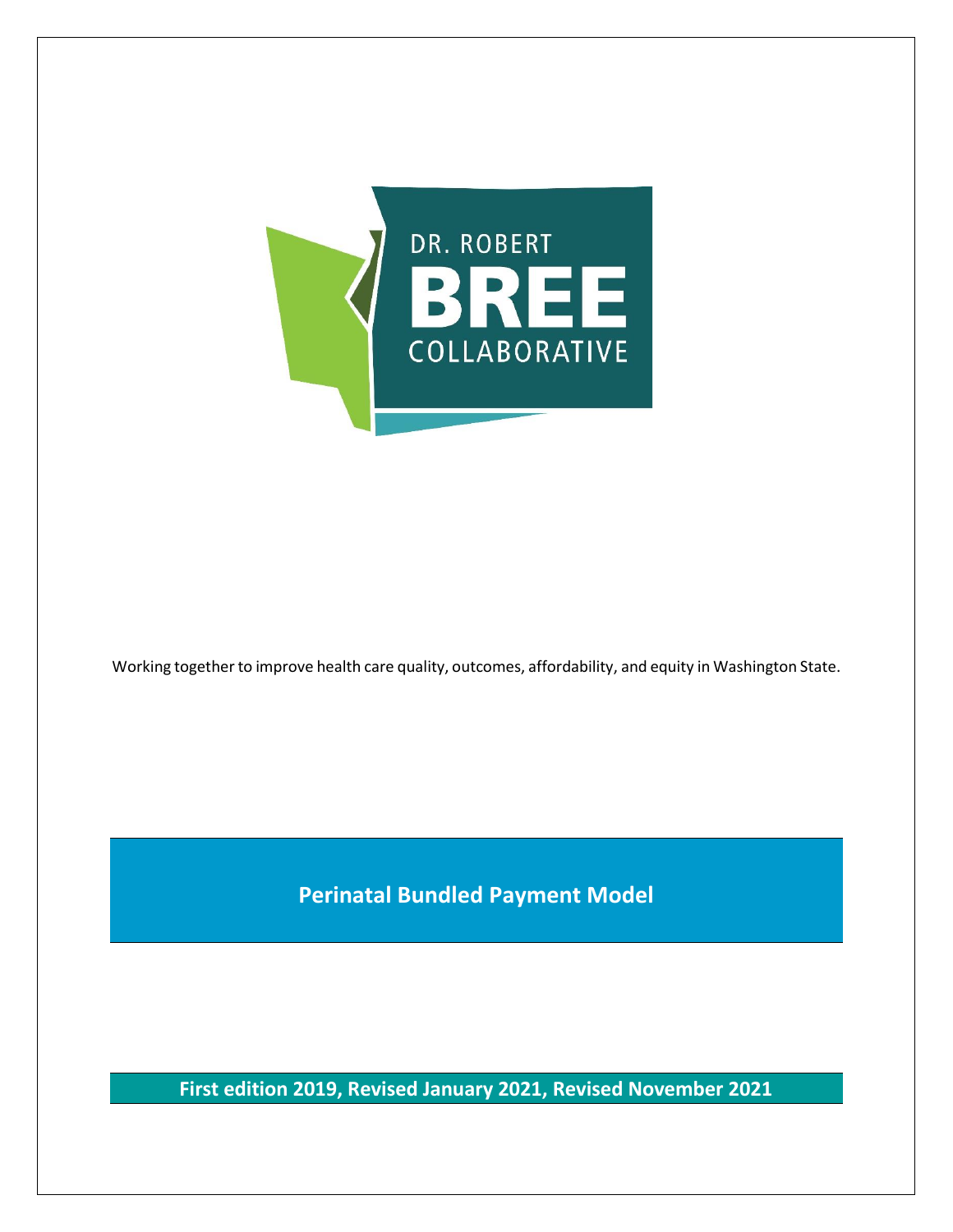DR. ROBERT

BREE

COLLABORATIVE

Working together to improve health care quality, outcomes, affordability, and equity in Washington State.

# Perinatal Bundled Payment Model

**First edition 2019, Revised January 2021, Revised November 2021**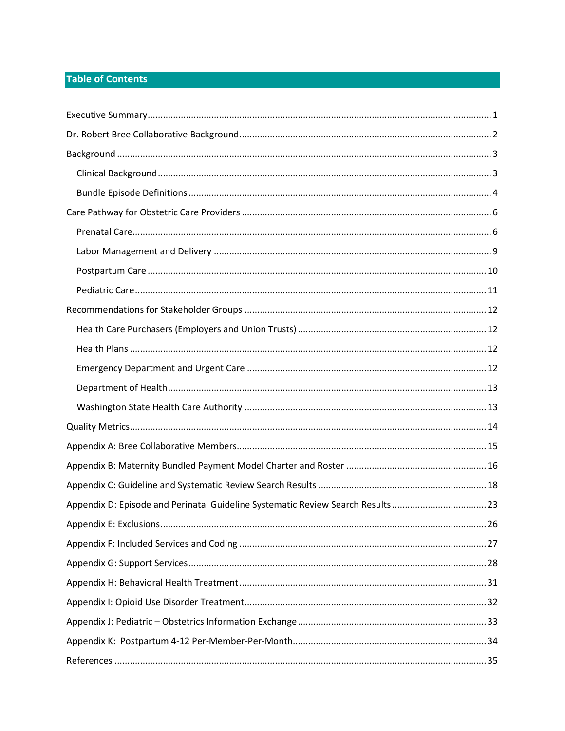## Table of Contents

Executive Summary ..... 1

Dr. Robert Bree Collaborative Background ..... 2

Background ..... 3

- Clinical Background ..... 3
- Bundle Episode Definitions ..... 4

Care Pathway for Obstetric Care Providers ..... 6

- Prenatal Care ..... 6
- Labor Management and Delivery ..... 9
- Postpartum Care ..... 10
- Pediatric Care ..... 11

Recommendations for Stakeholder Groups ..... 12

- Health Care Purchasers (Employers and Union Trusts) ..... 12
- Health Plans ..... 12
- Emergency Department and Urgent Care ..... 12
- Department of Health ..... 13
- Washington State Health Care Authority ..... 13

Quality Metrics ..... 14

Appendix A: Bree Collaborative Members ..... 15

Appendix B: Maternity Bundled Payment Model Charter and Roster ..... 16

Appendix C: Guideline and Systematic Review Search Results ..... 18

Appendix D: Episode and Perinatal Guideline Systematic Review Search Results ..... 23

Appendix E: Exclusions ..... 26

Appendix F: Included Services and Coding ..... 27

Appendix G: Support Services ..... 28

Appendix H: Behavioral Health Treatment ..... 31

Appendix I: Opioid Use Disorder Treatment ..... 32

Appendix J: Pediatric – Obstetrics Information Exchange ..... 33

Appendix K: Postpartum 4-12 Per-Member-Per-Month ..... 34

References ..... 35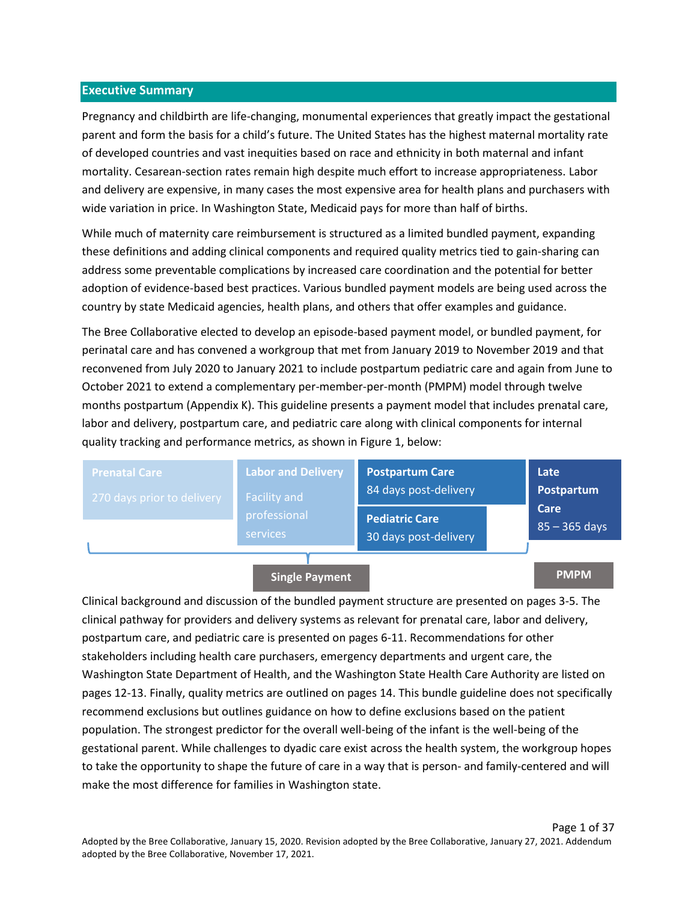## Executive Summary

Pregnancy and childbirth are life-changing, monumental experiences that greatly impact the gestational parent and form the basis for a child's future. The United States has the highest maternal mortality rate of developed countries and vast inequities based on race and ethnicity in both maternal and infant mortality. Cesarean-section rates remain high despite much effort to increase appropriateness. Labor and delivery are expensive, in many cases the most expensive area for health plans and purchasers with wide variation in price. In Washington State, Medicaid pays for more than half of births.

While much of maternity care reimbursement is structured as a limited bundled payment, expanding these definitions and adding clinical components and required quality metrics tied to gain-sharing can address some preventable complications by increased care coordination and the potential for better adoption of evidence-based best practices. Various bundled payment models are being used across the country by state Medicaid agencies, health plans, and others that offer examples and guidance.

The Bree Collaborative elected to develop an episode-based payment model, or bundled payment, for perinatal care and has convened a workgroup that met from January 2019 to November 2019 and that reconvened from July 2020 to January 2021 to include postpartum pediatric care and again from June to October 2021 to extend a complementary per-member-per-month (PMPM) model through twelve months postpartum (Appendix K). This guideline presents a payment model that includes prenatal care, labor and delivery, postpartum care, and pediatric care along with clinical components for internal quality tracking and performance metrics, as shown in Figure 1, below:

| Prenatal Care | Labor and Delivery | Postpartum Care | Late Postpartum Care |
|---|---|---|---|
| 270 days prior to delivery | Facility and professional services | 84 days post-delivery | 85 – 365 days |
| | | **Pediatric Care** 30 days post-delivery | |
| **Single Payment** | | | **PMPM** |

Clinical background and discussion of the bundled payment structure are presented on pages 3-5. The clinical pathway for providers and delivery systems as relevant for prenatal care, labor and delivery, postpartum care, and pediatric care is presented on pages 6-11. Recommendations for other stakeholders including health care purchasers, emergency departments and urgent care, the Washington State Department of Health, and the Washington State Health Care Authority are listed on pages 12-13. Finally, quality metrics are outlined on pages 14. This bundle guideline does not specifically recommend exclusions but outlines guidance on how to define exclusions based on the patient population. The strongest predictor for the overall well-being of the infant is the well-being of the gestational parent. While challenges to dyadic care exist across the health system, the workgroup hopes to take the opportunity to shape the future of care in a way that is person- and family-centered and will make the most difference for families in Washington state.

Adopted by the Bree Collaborative, January 15, 2020. Revision adopted by the Bree Collaborative, January 27, 2021. Addendum adopted by the Bree Collaborative, November 17, 2021.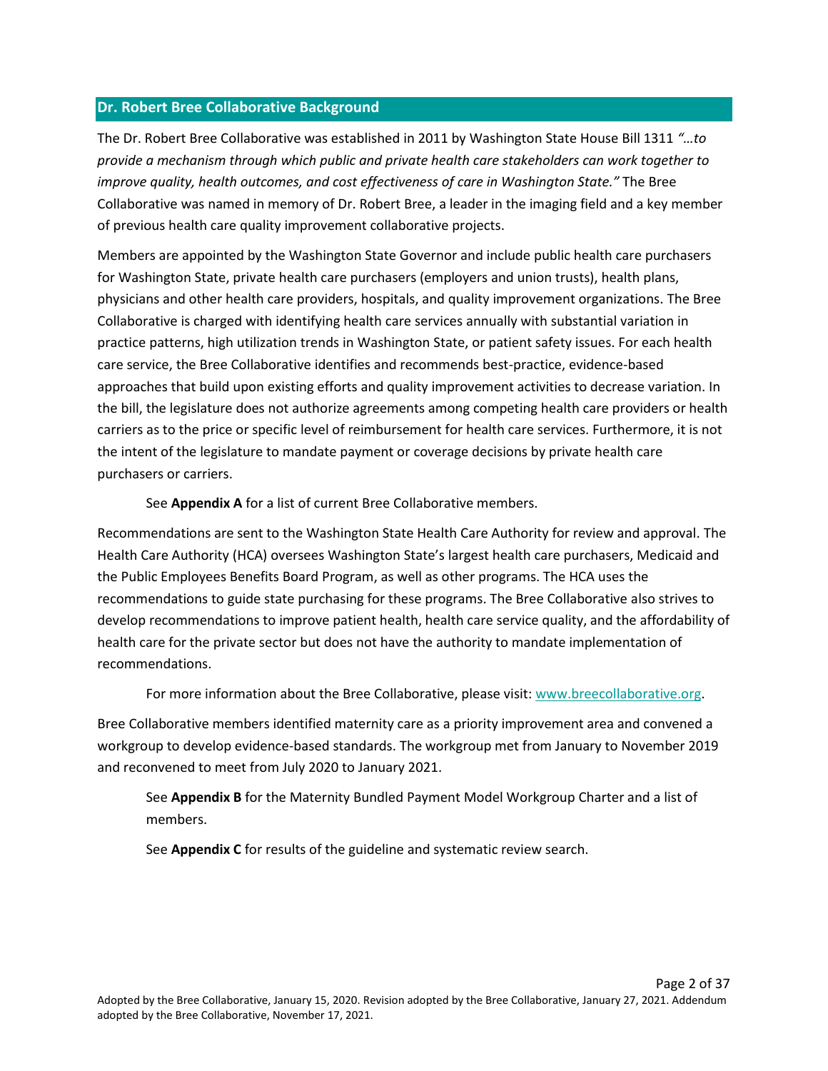## Dr. Robert Bree Collaborative Background

The Dr. Robert Bree Collaborative was established in 2011 by Washington State House Bill 1311 *"…to provide a mechanism through which public and private health care stakeholders can work together to improve quality, health outcomes, and cost effectiveness of care in Washington State."* The Bree Collaborative was named in memory of Dr. Robert Bree, a leader in the imaging field and a key member of previous health care quality improvement collaborative projects.

Members are appointed by the Washington State Governor and include public health care purchasers for Washington State, private health care purchasers (employers and union trusts), health plans, physicians and other health care providers, hospitals, and quality improvement organizations. The Bree Collaborative is charged with identifying health care services annually with substantial variation in practice patterns, high utilization trends in Washington State, or patient safety issues. For each health care service, the Bree Collaborative identifies and recommends best-practice, evidence-based approaches that build upon existing efforts and quality improvement activities to decrease variation. In the bill, the legislature does not authorize agreements among competing health care providers or health carriers as to the price or specific level of reimbursement for health care services. Furthermore, it is not the intent of the legislature to mandate payment or coverage decisions by private health care purchasers or carriers.

See **Appendix A** for a list of current Bree Collaborative members.

Recommendations are sent to the Washington State Health Care Authority for review and approval. The Health Care Authority (HCA) oversees Washington State's largest health care purchasers, Medicaid and the Public Employees Benefits Board Program, as well as other programs. The HCA uses the recommendations to guide state purchasing for these programs. The Bree Collaborative also strives to develop recommendations to improve patient health, health care service quality, and the affordability of health care for the private sector but does not have the authority to mandate implementation of recommendations.

For more information about the Bree Collaborative, please visit: [www.breecollaborative.org](http://www.breecollaborative.org).

Bree Collaborative members identified maternity care as a priority improvement area and convened a workgroup to develop evidence-based standards. The workgroup met from January to November 2019 and reconvened to meet from July 2020 to January 2021.

See **Appendix B** for the Maternity Bundled Payment Model Workgroup Charter and a list of members.

See **Appendix C** for results of the guideline and systematic review search.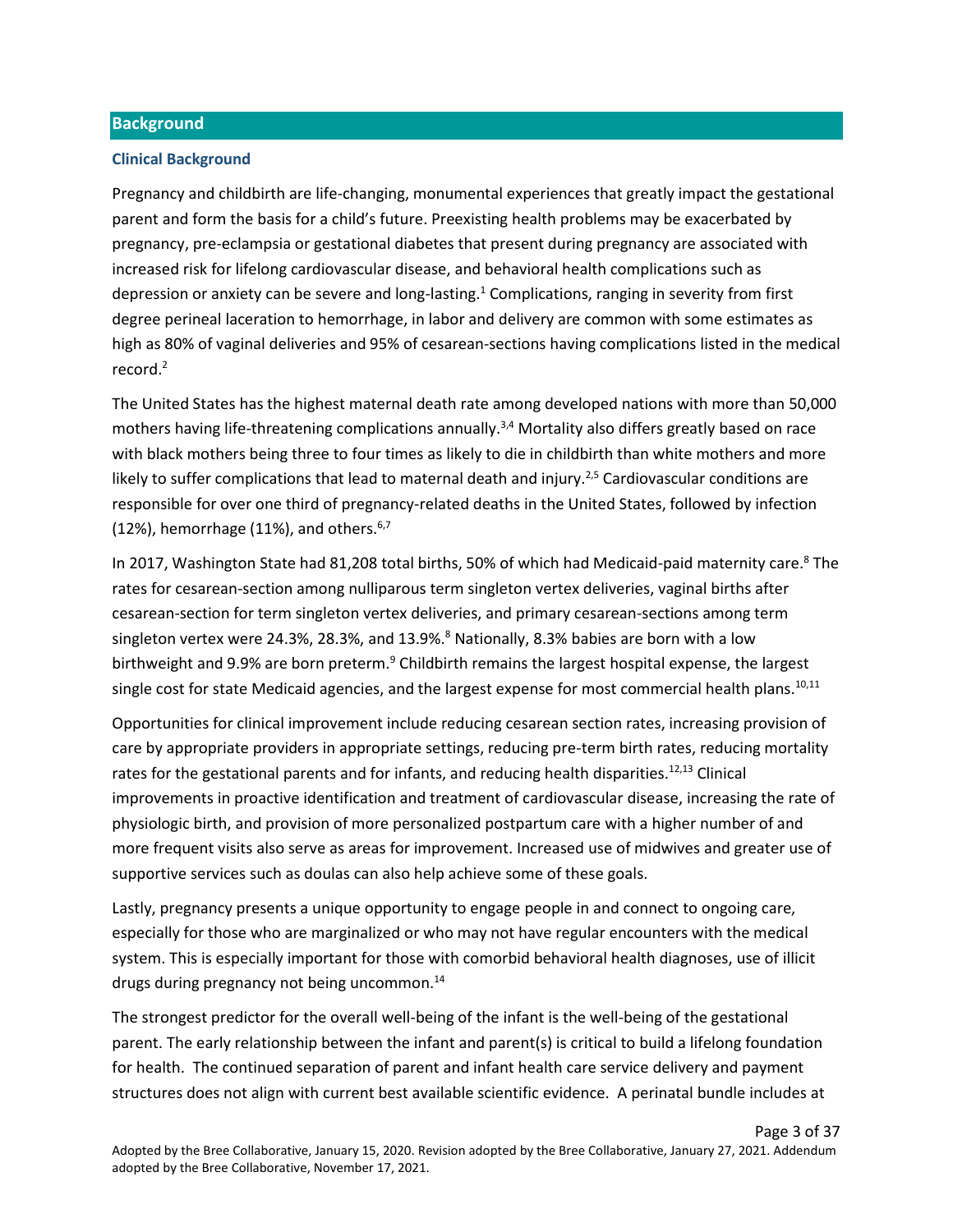## Background

### Clinical Background

Pregnancy and childbirth are life-changing, monumental experiences that greatly impact the gestational parent and form the basis for a child's future. Preexisting health problems may be exacerbated by pregnancy, pre-eclampsia or gestational diabetes that present during pregnancy are associated with increased risk for lifelong cardiovascular disease, and behavioral health complications such as depression or anxiety can be severe and long-lasting.[1] Complications, ranging in severity from first degree perineal laceration to hemorrhage, in labor and delivery are common with some estimates as high as 80% of vaginal deliveries and 95% of cesarean-sections having complications listed in the medical record.[2]

The United States has the highest maternal death rate among developed nations with more than 50,000 mothers having life-threatening complications annually.[3,4] Mortality also differs greatly based on race with black mothers being three to four times as likely to die in childbirth than white mothers and more likely to suffer complications that lead to maternal death and injury.[2,5] Cardiovascular conditions are responsible for over one third of pregnancy-related deaths in the United States, followed by infection (12%), hemorrhage (11%), and others.[6,7]

In 2017, Washington State had 81,208 total births, 50% of which had Medicaid-paid maternity care.[8] The rates for cesarean-section among nulliparous term singleton vertex deliveries, vaginal births after cesarean-section for term singleton vertex deliveries, and primary cesarean-sections among term singleton vertex were 24.3%, 28.3%, and 13.9%.[8] Nationally, 8.3% babies are born with a low birthweight and 9.9% are born preterm.[9] Childbirth remains the largest hospital expense, the largest single cost for state Medicaid agencies, and the largest expense for most commercial health plans.[10,11]

Opportunities for clinical improvement include reducing cesarean section rates, increasing provision of care by appropriate providers in appropriate settings, reducing pre-term birth rates, reducing mortality rates for the gestational parents and for infants, and reducing health disparities.[12,13] Clinical improvements in proactive identification and treatment of cardiovascular disease, increasing the rate of physiologic birth, and provision of more personalized postpartum care with a higher number of and more frequent visits also serve as areas for improvement. Increased use of midwives and greater use of supportive services such as doulas can also help achieve some of these goals.

Lastly, pregnancy presents a unique opportunity to engage people in and connect to ongoing care, especially for those who are marginalized or who may not have regular encounters with the medical system. This is especially important for those with comorbid behavioral health diagnoses, use of illicit drugs during pregnancy not being uncommon.[14]

The strongest predictor for the overall well-being of the infant is the well-being of the gestational parent. The early relationship between the infant and parent(s) is critical to build a lifelong foundation for health. The continued separation of parent and infant health care service delivery and payment structures does not align with current best available scientific evidence. A perinatal bundle includes at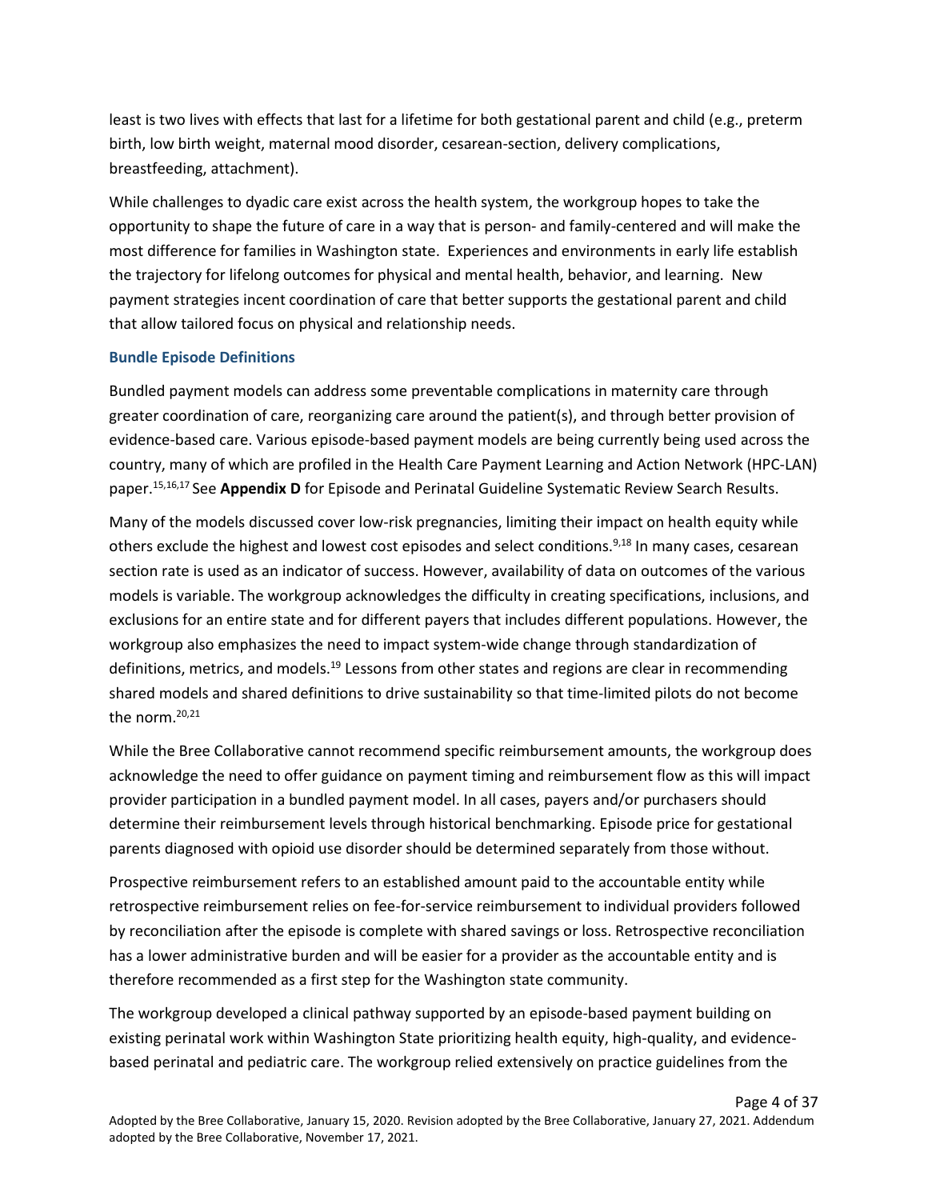least is two lives with effects that last for a lifetime for both gestational parent and child (e.g., preterm birth, low birth weight, maternal mood disorder, cesarean-section, delivery complications, breastfeeding, attachment).

While challenges to dyadic care exist across the health system, the workgroup hopes to take the opportunity to shape the future of care in a way that is person- and family-centered and will make the most difference for families in Washington state. Experiences and environments in early life establish the trajectory for lifelong outcomes for physical and mental health, behavior, and learning. New payment strategies incent coordination of care that better supports the gestational parent and child that allow tailored focus on physical and relationship needs.

### Bundle Episode Definitions

Bundled payment models can address some preventable complications in maternity care through greater coordination of care, reorganizing care around the patient(s), and through better provision of evidence-based care. Various episode-based payment models are being currently being used across the country, many of which are profiled in the Health Care Payment Learning and Action Network (HPC-LAN) paper.[15,16,17] See **Appendix D** for Episode and Perinatal Guideline Systematic Review Search Results.

Many of the models discussed cover low-risk pregnancies, limiting their impact on health equity while others exclude the highest and lowest cost episodes and select conditions.[9,18] In many cases, cesarean section rate is used as an indicator of success. However, availability of data on outcomes of the various models is variable. The workgroup acknowledges the difficulty in creating specifications, inclusions, and exclusions for an entire state and for different payers that includes different populations. However, the workgroup also emphasizes the need to impact system-wide change through standardization of definitions, metrics, and models.[19] Lessons from other states and regions are clear in recommending shared models and shared definitions to drive sustainability so that time-limited pilots do not become the norm.[20,21]

While the Bree Collaborative cannot recommend specific reimbursement amounts, the workgroup does acknowledge the need to offer guidance on payment timing and reimbursement flow as this will impact provider participation in a bundled payment model. In all cases, payers and/or purchasers should determine their reimbursement levels through historical benchmarking. Episode price for gestational parents diagnosed with opioid use disorder should be determined separately from those without.

Prospective reimbursement refers to an established amount paid to the accountable entity while retrospective reimbursement relies on fee-for-service reimbursement to individual providers followed by reconciliation after the episode is complete with shared savings or loss. Retrospective reconciliation has a lower administrative burden and will be easier for a provider as the accountable entity and is therefore recommended as a first step for the Washington state community.

The workgroup developed a clinical pathway supported by an episode-based payment building on existing perinatal work within Washington State prioritizing health equity, high-quality, and evidence-based perinatal and pediatric care. The workgroup relied extensively on practice guidelines from the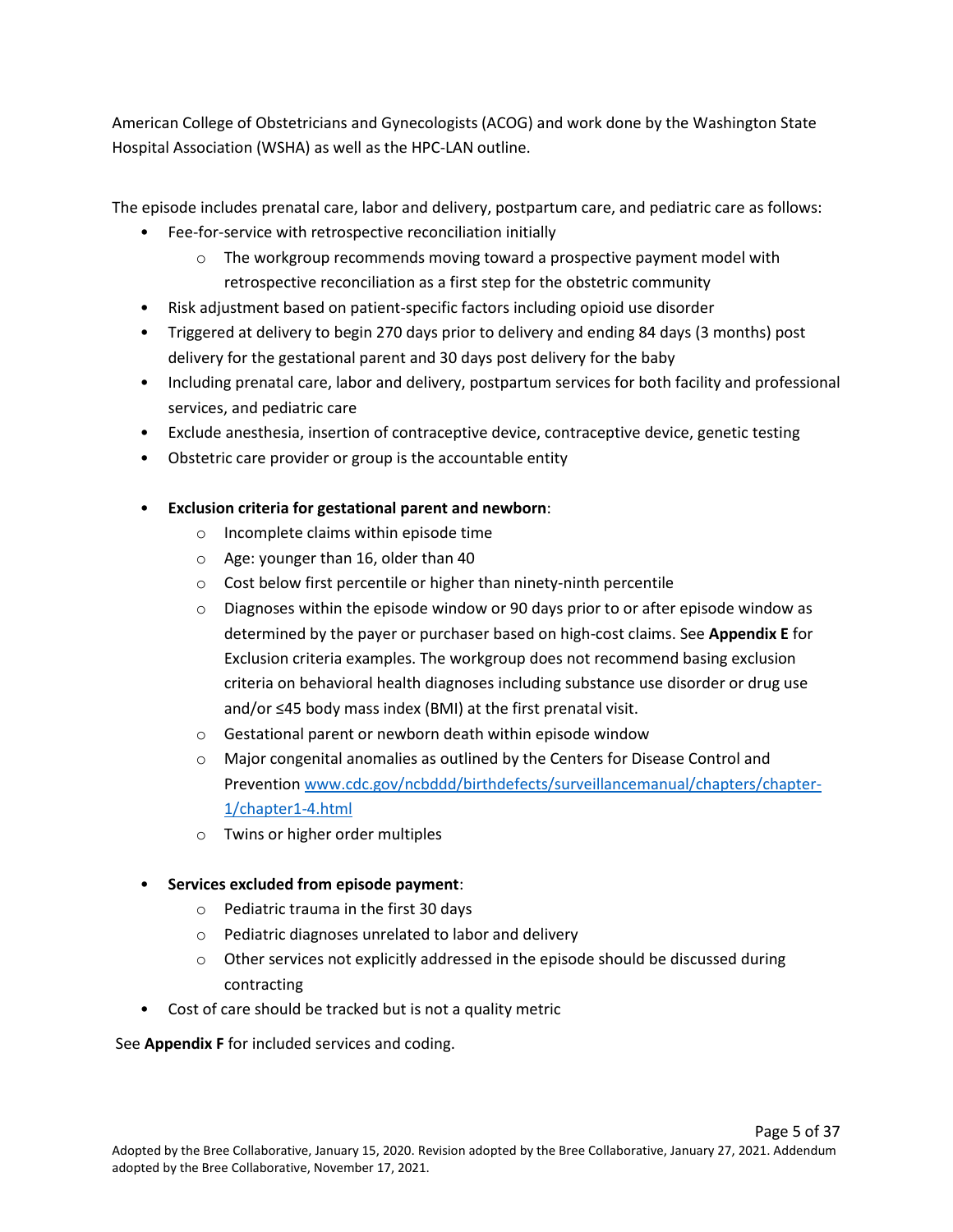American College of Obstetricians and Gynecologists (ACOG) and work done by the Washington State Hospital Association (WSHA) as well as the HPC-LAN outline.

The episode includes prenatal care, labor and delivery, postpartum care, and pediatric care as follows:

- Fee-for-service with retrospective reconciliation initially
  - The workgroup recommends moving toward a prospective payment model with retrospective reconciliation as a first step for the obstetric community
- Risk adjustment based on patient-specific factors including opioid use disorder
- Triggered at delivery to begin 270 days prior to delivery and ending 84 days (3 months) post delivery for the gestational parent and 30 days post delivery for the baby
- Including prenatal care, labor and delivery, postpartum services for both facility and professional services, and pediatric care
- Exclude anesthesia, insertion of contraceptive device, contraceptive device, genetic testing
- Obstetric care provider or group is the accountable entity

- **Exclusion criteria for gestational parent and newborn**:
  - Incomplete claims within episode time
  - Age: younger than 16, older than 40
  - Cost below first percentile or higher than ninety-ninth percentile
  - Diagnoses within the episode window or 90 days prior to or after episode window as determined by the payer or purchaser based on high-cost claims. See **Appendix E** for Exclusion criteria examples. The workgroup does not recommend basing exclusion criteria on behavioral health diagnoses including substance use disorder or drug use and/or ≤45 body mass index (BMI) at the first prenatal visit.
  - Gestational parent or newborn death within episode window
  - Major congenital anomalies as outlined by the Centers for Disease Control and Prevention [www.cdc.gov/ncbddd/birthdefects/surveillancemanual/chapters/chapter-1/chapter1-4.html](www.cdc.gov/ncbddd/birthdefects/surveillancemanual/chapters/chapter-1/chapter1-4.html)
  - Twins or higher order multiples

- **Services excluded from episode payment**:
  - Pediatric trauma in the first 30 days
  - Pediatric diagnoses unrelated to labor and delivery
  - Other services not explicitly addressed in the episode should be discussed during contracting
- Cost of care should be tracked but is not a quality metric

See **Appendix F** for included services and coding.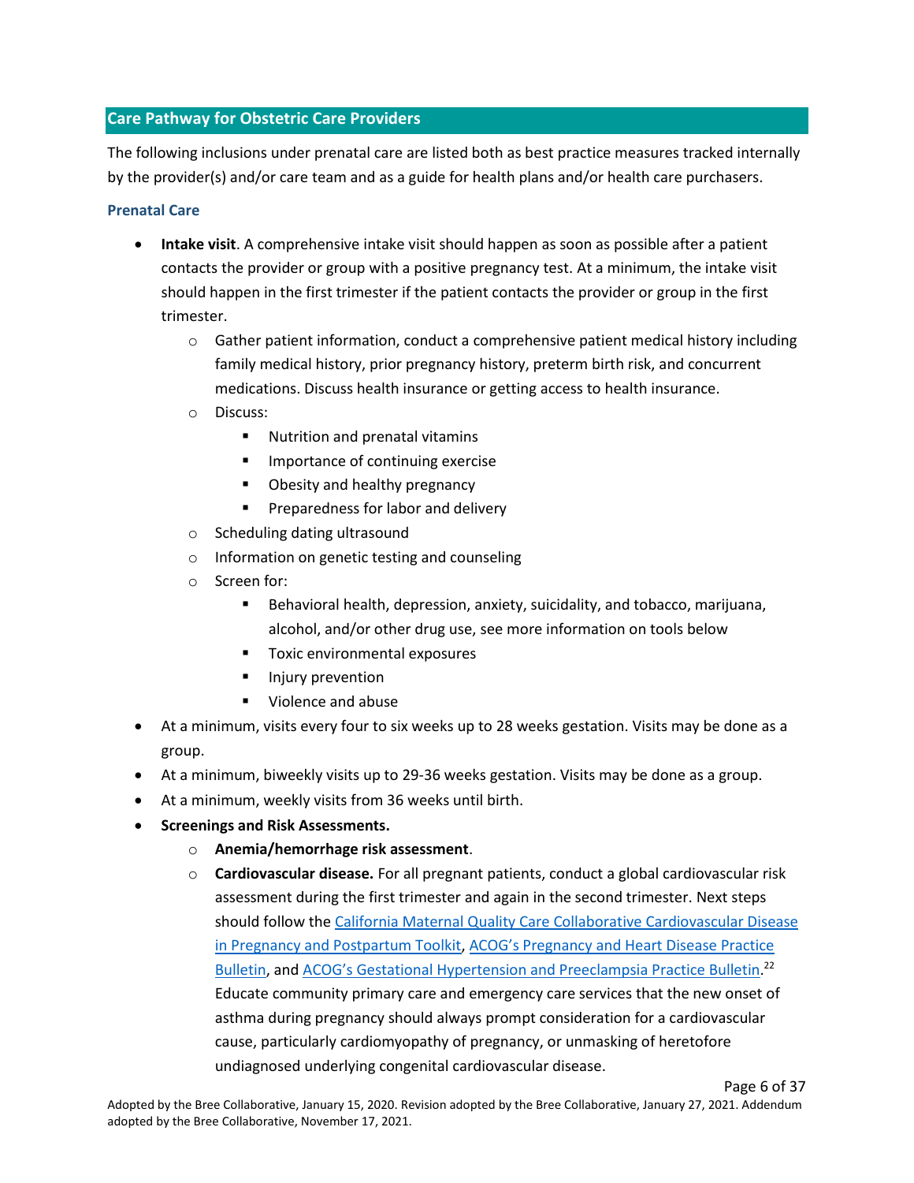## Care Pathway for Obstetric Care Providers

The following inclusions under prenatal care are listed both as best practice measures tracked internally by the provider(s) and/or care team and as a guide for health plans and/or health care purchasers.

### Prenatal Care

- **Intake visit**. A comprehensive intake visit should happen as soon as possible after a patient contacts the provider or group with a positive pregnancy test. At a minimum, the intake visit should happen in the first trimester if the patient contacts the provider or group in the first trimester.
  - Gather patient information, conduct a comprehensive patient medical history including family medical history, prior pregnancy history, preterm birth risk, and concurrent medications. Discuss health insurance or getting access to health insurance.
  - Discuss:
    - Nutrition and prenatal vitamins
    - Importance of continuing exercise
    - Obesity and healthy pregnancy
    - Preparedness for labor and delivery
  - Scheduling dating ultrasound
  - Information on genetic testing and counseling
  - Screen for:
    - Behavioral health, depression, anxiety, suicidality, and tobacco, marijuana, alcohol, and/or other drug use, see more information on tools below
    - Toxic environmental exposures
    - Injury prevention
    - Violence and abuse
- At a minimum, visits every four to six weeks up to 28 weeks gestation. Visits may be done as a group.
- At a minimum, biweekly visits up to 29-36 weeks gestation. Visits may be done as a group.
- At a minimum, weekly visits from 36 weeks until birth.
- **Screenings and Risk Assessments.**
  - **Anemia/hemorrhage risk assessment**.
  - **Cardiovascular disease.** For all pregnant patients, conduct a global cardiovascular risk assessment during the first trimester and again in the second trimester. Next steps should follow the California Maternal Quality Care Collaborative Cardiovascular Disease in Pregnancy and Postpartum Toolkit, ACOG's Pregnancy and Heart Disease Practice Bulletin, and ACOG's Gestational Hypertension and Preeclampsia Practice Bulletin.[22] Educate community primary care and emergency care services that the new onset of asthma during pregnancy should always prompt consideration for a cardiovascular cause, particularly cardiomyopathy of pregnancy, or unmasking of heretofore undiagnosed underlying congenital cardiovascular disease.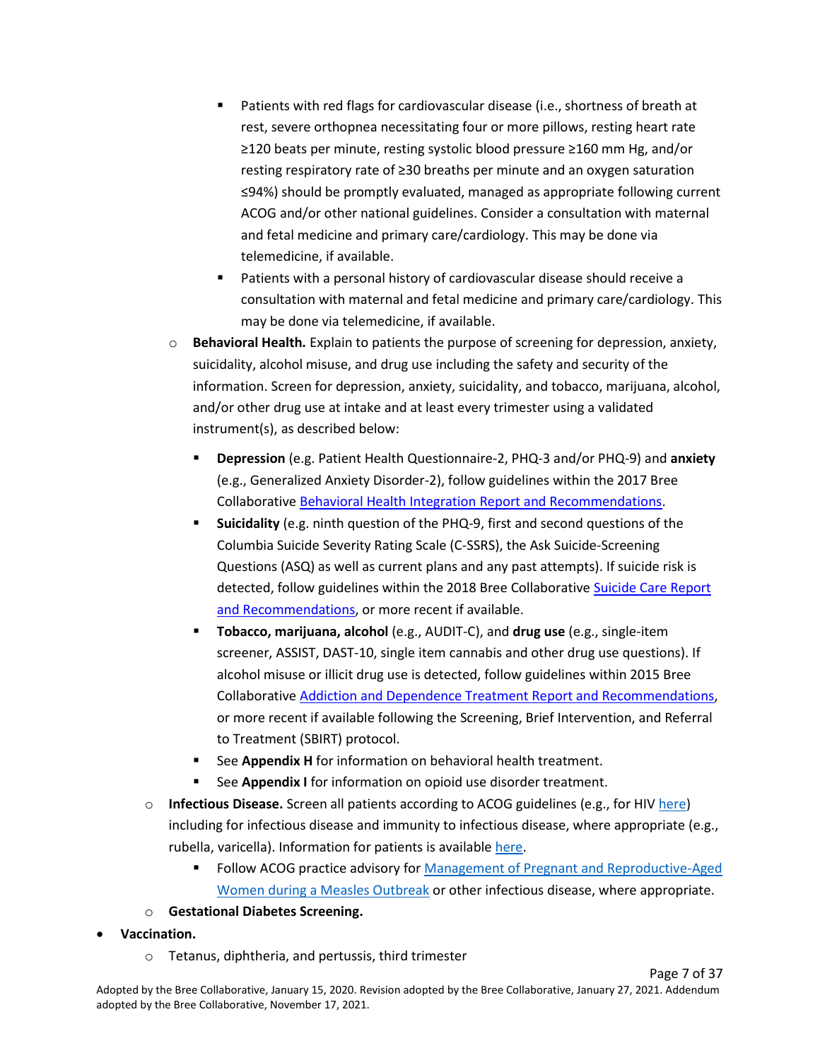- Patients with red flags for cardiovascular disease (i.e., shortness of breath at rest, severe orthopnea necessitating four or more pillows, resting heart rate ≥120 beats per minute, resting systolic blood pressure ≥160 mm Hg, and/or resting respiratory rate of ≥30 breaths per minute and an oxygen saturation ≤94%) should be promptly evaluated, managed as appropriate following current ACOG and/or other national guidelines. Consider a consultation with maternal and fetal medicine and primary care/cardiology. This may be done via telemedicine, if available.
        - Patients with a personal history of cardiovascular disease should receive a consultation with maternal and fetal medicine and primary care/cardiology. This may be done via telemedicine, if available.
    - **Behavioral Health.** Explain to patients the purpose of screening for depression, anxiety, suicidality, alcohol misuse, and drug use including the safety and security of the information. Screen for depression, anxiety, suicidality, and tobacco, marijuana, alcohol, and/or other drug use at intake and at least every trimester using a validated instrument(s), as described below:
        - **Depression** (e.g. Patient Health Questionnaire-2, PHQ-3 and/or PHQ-9) and **anxiety** (e.g., Generalized Anxiety Disorder-2), follow guidelines within the 2017 Bree Collaborative [Behavioral Health Integration Report and Recommendations](#).
        - **Suicidality** (e.g. ninth question of the PHQ-9, first and second questions of the Columbia Suicide Severity Rating Scale (C-SSRS), the Ask Suicide-Screening Questions (ASQ) as well as current plans and any past attempts). If suicide risk is detected, follow guidelines within the 2018 Bree Collaborative [Suicide Care Report and Recommendations](#), or more recent if available.
        - **Tobacco, marijuana, alcohol** (e.g., AUDIT-C), and **drug use** (e.g., single-item screener, ASSIST, DAST-10, single item cannabis and other drug use questions). If alcohol misuse or illicit drug use is detected, follow guidelines within 2015 Bree Collaborative [Addiction and Dependence Treatment Report and Recommendations](#), or more recent if available following the Screening, Brief Intervention, and Referral to Treatment (SBIRT) protocol.
        - See **Appendix H** for information on behavioral health treatment.
        - See **Appendix I** for information on opioid use disorder treatment.
    - **Infectious Disease.** Screen all patients according to ACOG guidelines (e.g., for HIV [here](#)) including for infectious disease and immunity to infectious disease, where appropriate (e.g., rubella, varicella). Information for patients is available [here](#).
        - Follow ACOG practice advisory for [Management of Pregnant and Reproductive-Aged Women during a Measles Outbreak](#) or other infectious disease, where appropriate.
    - **Gestational Diabetes Screening.**
- **Vaccination.**
    - Tetanus, diphtheria, and pertussis, third trimester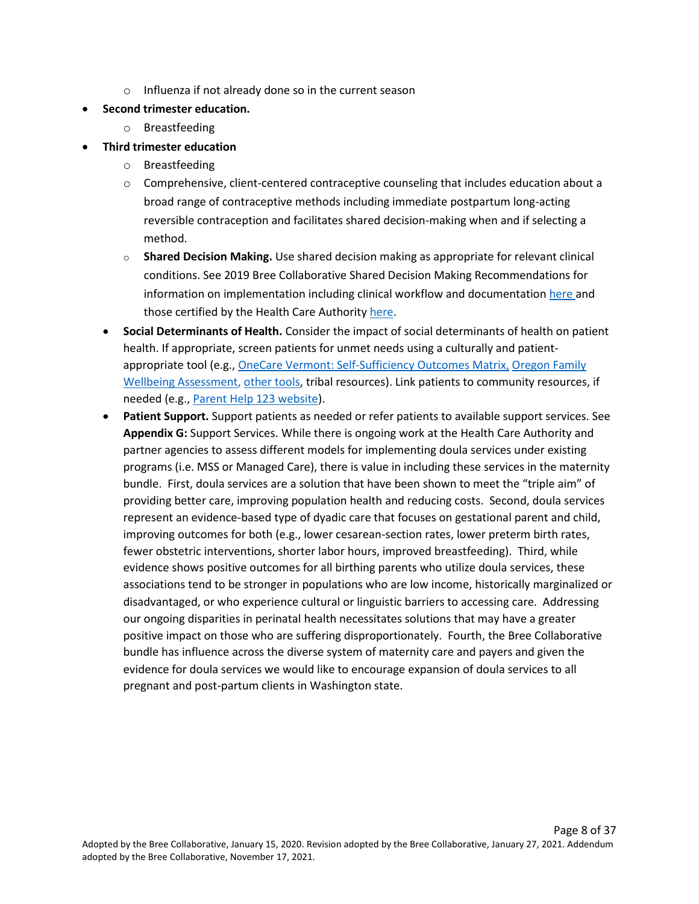- Influenza if not already done so in the current season
- **Second trimester education.**
  - Breastfeeding
- **Third trimester education**
  - Breastfeeding
  - Comprehensive, client-centered contraceptive counseling that includes education about a broad range of contraceptive methods including immediate postpartum long-acting reversible contraception and facilitates shared decision-making when and if selecting a method.
  - **Shared Decision Making.** Use shared decision making as appropriate for relevant clinical conditions. See 2019 Bree Collaborative Shared Decision Making Recommendations for information on implementation including clinical workflow and documentation here and those certified by the Health Care Authority here.
- **Social Determinants of Health.** Consider the impact of social determinants of health on patient health. If appropriate, screen patients for unmet needs using a culturally and patient-appropriate tool (e.g., OneCare Vermont: Self-Sufficiency Outcomes Matrix, Oregon Family Wellbeing Assessment, other tools, tribal resources). Link patients to community resources, if needed (e.g., Parent Help 123 website).
- **Patient Support.** Support patients as needed or refer patients to available support services. See **Appendix G:** Support Services. While there is ongoing work at the Health Care Authority and partner agencies to assess different models for implementing doula services under existing programs (i.e. MSS or Managed Care), there is value in including these services in the maternity bundle. First, doula services are a solution that have been shown to meet the "triple aim" of providing better care, improving population health and reducing costs. Second, doula services represent an evidence-based type of dyadic care that focuses on gestational parent and child, improving outcomes for both (e.g., lower cesarean-section rates, lower preterm birth rates, fewer obstetric interventions, shorter labor hours, improved breastfeeding). Third, while evidence shows positive outcomes for all birthing parents who utilize doula services, these associations tend to be stronger in populations who are low income, historically marginalized or disadvantaged, or who experience cultural or linguistic barriers to accessing care. Addressing our ongoing disparities in perinatal health necessitates solutions that may have a greater positive impact on those who are suffering disproportionately. Fourth, the Bree Collaborative bundle has influence across the diverse system of maternity care and payers and given the evidence for doula services we would like to encourage expansion of doula services to all pregnant and post-partum clients in Washington state.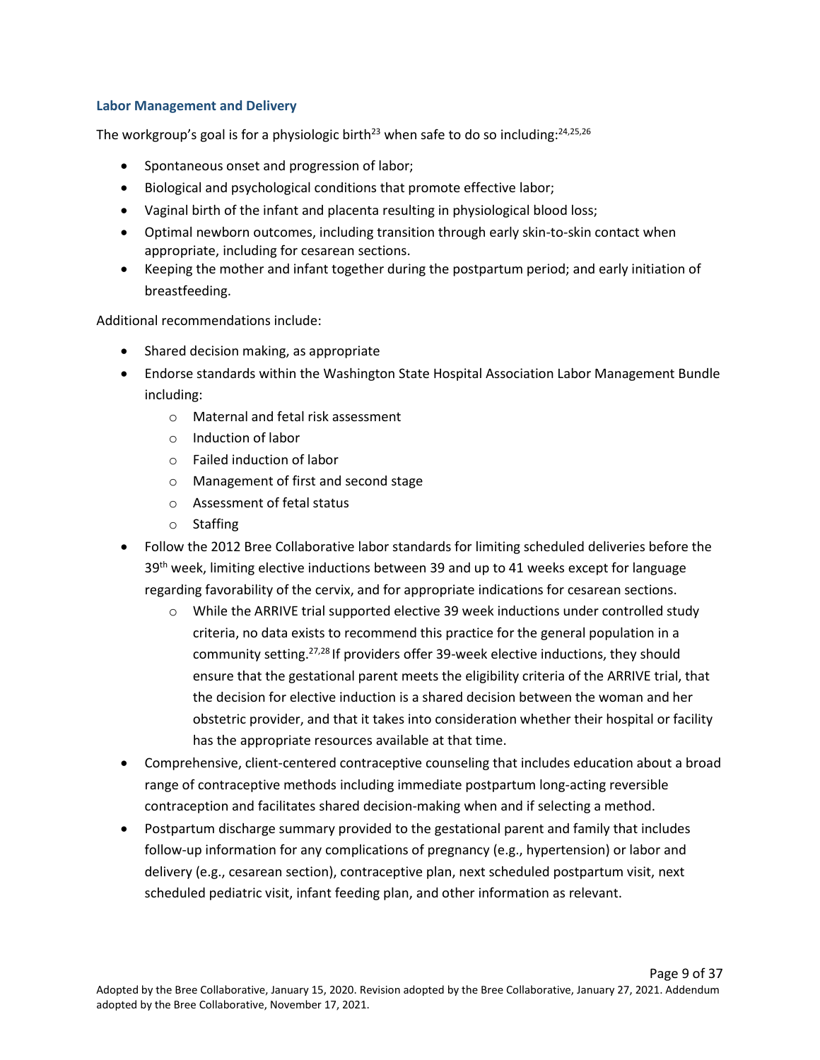### Labor Management and Delivery

The workgroup's goal is for a physiologic birth[23] when safe to do so including:[24,25,26]

- Spontaneous onset and progression of labor;
- Biological and psychological conditions that promote effective labor;
- Vaginal birth of the infant and placenta resulting in physiological blood loss;
- Optimal newborn outcomes, including transition through early skin-to-skin contact when appropriate, including for cesarean sections.
- Keeping the mother and infant together during the postpartum period; and early initiation of breastfeeding.

Additional recommendations include:

- Shared decision making, as appropriate
- Endorse standards within the Washington State Hospital Association Labor Management Bundle including:
  - Maternal and fetal risk assessment
  - Induction of labor
  - Failed induction of labor
  - Management of first and second stage
  - Assessment of fetal status
  - Staffing
- Follow the 2012 Bree Collaborative labor standards for limiting scheduled deliveries before the 39th week, limiting elective inductions between 39 and up to 41 weeks except for language regarding favorability of the cervix, and for appropriate indications for cesarean sections.
  - While the ARRIVE trial supported elective 39 week inductions under controlled study criteria, no data exists to recommend this practice for the general population in a community setting.[27,28] If providers offer 39-week elective inductions, they should ensure that the gestational parent meets the eligibility criteria of the ARRIVE trial, that the decision for elective induction is a shared decision between the woman and her obstetric provider, and that it takes into consideration whether their hospital or facility has the appropriate resources available at that time.
- Comprehensive, client-centered contraceptive counseling that includes education about a broad range of contraceptive methods including immediate postpartum long-acting reversible contraception and facilitates shared decision-making when and if selecting a method.
- Postpartum discharge summary provided to the gestational parent and family that includes follow-up information for any complications of pregnancy (e.g., hypertension) or labor and delivery (e.g., cesarean section), contraceptive plan, next scheduled postpartum visit, next scheduled pediatric visit, infant feeding plan, and other information as relevant.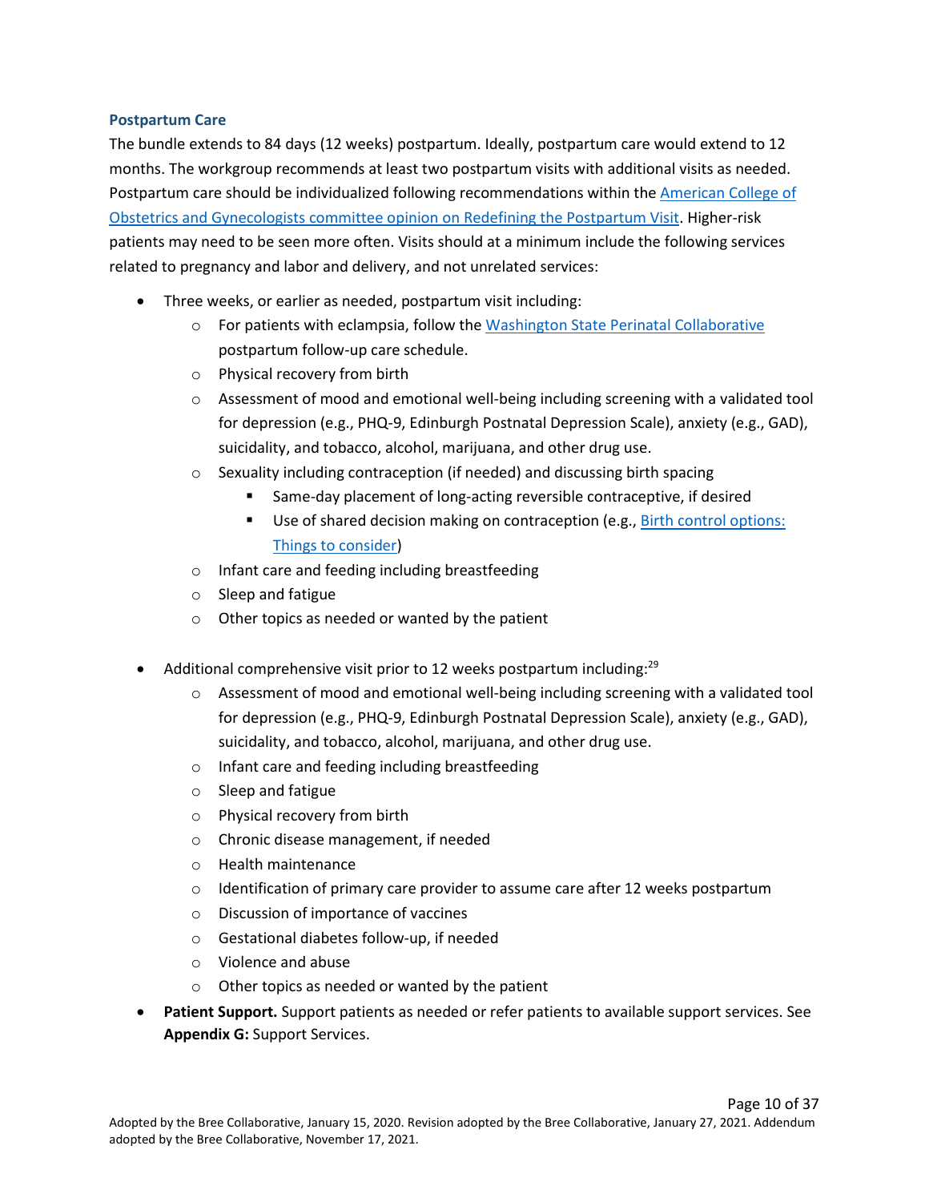### Postpartum Care

The bundle extends to 84 days (12 weeks) postpartum. Ideally, postpartum care would extend to 12 months. The workgroup recommends at least two postpartum visits with additional visits as needed. Postpartum care should be individualized following recommendations within the American College of Obstetrics and Gynecologists committee opinion on Redefining the Postpartum Visit. Higher-risk patients may need to be seen more often. Visits should at a minimum include the following services related to pregnancy and labor and delivery, and not unrelated services:

- Three weeks, or earlier as needed, postpartum visit including:
  - For patients with eclampsia, follow the Washington State Perinatal Collaborative postpartum follow-up care schedule.
  - Physical recovery from birth
  - Assessment of mood and emotional well-being including screening with a validated tool for depression (e.g., PHQ-9, Edinburgh Postnatal Depression Scale), anxiety (e.g., GAD), suicidality, and tobacco, alcohol, marijuana, and other drug use.
  - Sexuality including contraception (if needed) and discussing birth spacing
    - Same-day placement of long-acting reversible contraceptive, if desired
    - Use of shared decision making on contraception (e.g., Birth control options: Things to consider)
  - Infant care and feeding including breastfeeding
  - Sleep and fatigue
  - Other topics as needed or wanted by the patient

- Additional comprehensive visit prior to 12 weeks postpartum including:[29]
  - Assessment of mood and emotional well-being including screening with a validated tool for depression (e.g., PHQ-9, Edinburgh Postnatal Depression Scale), anxiety (e.g., GAD), suicidality, and tobacco, alcohol, marijuana, and other drug use.
  - Infant care and feeding including breastfeeding
  - Sleep and fatigue
  - Physical recovery from birth
  - Chronic disease management, if needed
  - Health maintenance
  - Identification of primary care provider to assume care after 12 weeks postpartum
  - Discussion of importance of vaccines
  - Gestational diabetes follow-up, if needed
  - Violence and abuse
  - Other topics as needed or wanted by the patient
- **Patient Support.** Support patients as needed or refer patients to available support services. See **Appendix G:** Support Services.

Adopted by the Bree Collaborative, January 15, 2020. Revision adopted by the Bree Collaborative, January 27, 2021. Addendum adopted by the Bree Collaborative, November 17, 2021.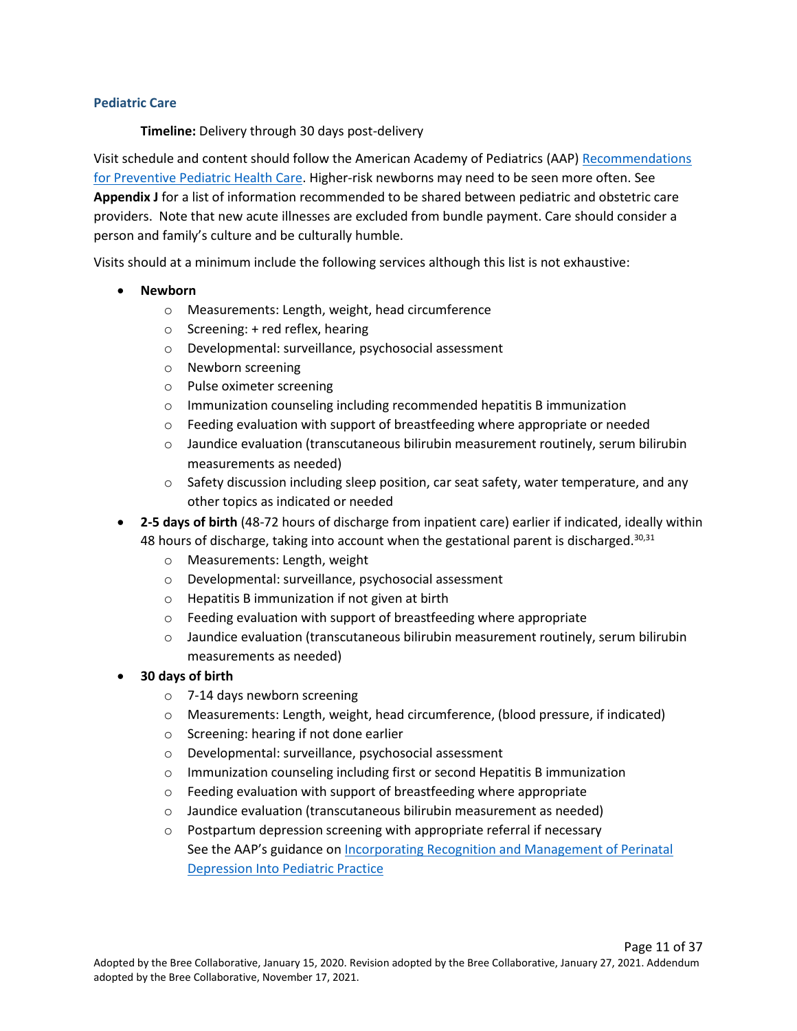### Pediatric Care

**Timeline:** Delivery through 30 days post-delivery

Visit schedule and content should follow the American Academy of Pediatrics (AAP) Recommendations for Preventive Pediatric Health Care. Higher-risk newborns may need to be seen more often. See **Appendix J** for a list of information recommended to be shared between pediatric and obstetric care providers. Note that new acute illnesses are excluded from bundle payment. Care should consider a person and family's culture and be culturally humble.

Visits should at a minimum include the following services although this list is not exhaustive:

- **Newborn**
  - Measurements: Length, weight, head circumference
  - Screening: + red reflex, hearing
  - Developmental: surveillance, psychosocial assessment
  - Newborn screening
  - Pulse oximeter screening
  - Immunization counseling including recommended hepatitis B immunization
  - Feeding evaluation with support of breastfeeding where appropriate or needed
  - Jaundice evaluation (transcutaneous bilirubin measurement routinely, serum bilirubin measurements as needed)
  - Safety discussion including sleep position, car seat safety, water temperature, and any other topics as indicated or needed
- **2-5 days of birth** (48-72 hours of discharge from inpatient care) earlier if indicated, ideally within 48 hours of discharge, taking into account when the gestational parent is discharged.[30,31]
  - Measurements: Length, weight
  - Developmental: surveillance, psychosocial assessment
  - Hepatitis B immunization if not given at birth
  - Feeding evaluation with support of breastfeeding where appropriate
  - Jaundice evaluation (transcutaneous bilirubin measurement routinely, serum bilirubin measurements as needed)
- **30 days of birth**
  - 7-14 days newborn screening
  - Measurements: Length, weight, head circumference, (blood pressure, if indicated)
  - Screening: hearing if not done earlier
  - Developmental: surveillance, psychosocial assessment
  - Immunization counseling including first or second Hepatitis B immunization
  - Feeding evaluation with support of breastfeeding where appropriate
  - Jaundice evaluation (transcutaneous bilirubin measurement as needed)
  - Postpartum depression screening with appropriate referral if necessary
    See the AAP's guidance on Incorporating Recognition and Management of Perinatal Depression Into Pediatric Practice

Adopted by the Bree Collaborative, January 15, 2020. Revision adopted by the Bree Collaborative, January 27, 2021. Addendum adopted by the Bree Collaborative, November 17, 2021.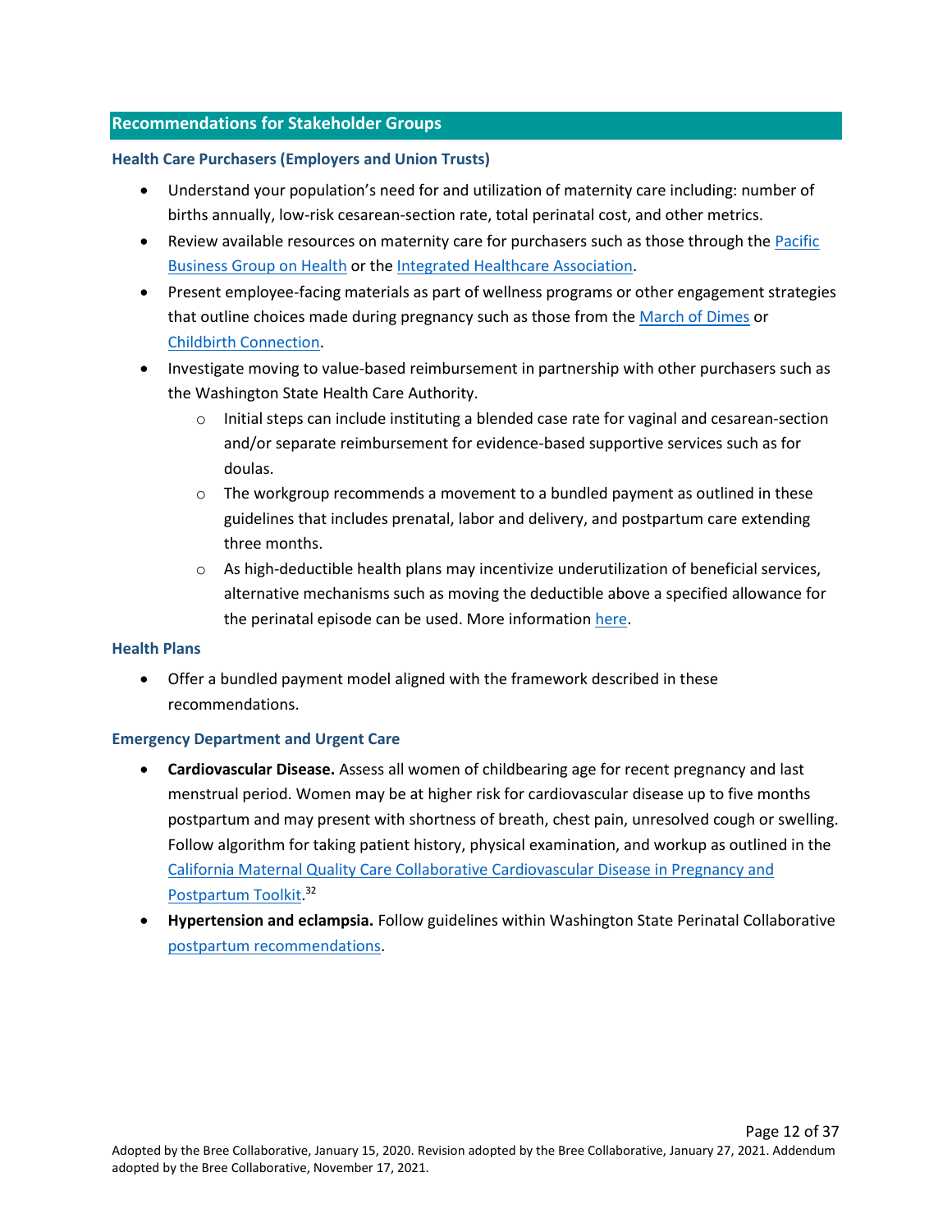## Recommendations for Stakeholder Groups

### Health Care Purchasers (Employers and Union Trusts)

- Understand your population's need for and utilization of maternity care including: number of births annually, low-risk cesarean-section rate, total perinatal cost, and other metrics.
- Review available resources on maternity care for purchasers such as those through the Pacific Business Group on Health or the Integrated Healthcare Association.
- Present employee-facing materials as part of wellness programs or other engagement strategies that outline choices made during pregnancy such as those from the March of Dimes or Childbirth Connection.
- Investigate moving to value-based reimbursement in partnership with other purchasers such as the Washington State Health Care Authority.
  - Initial steps can include instituting a blended case rate for vaginal and cesarean-section and/or separate reimbursement for evidence-based supportive services such as for doulas.
  - The workgroup recommends a movement to a bundled payment as outlined in these guidelines that includes prenatal, labor and delivery, and postpartum care extending three months.
  - As high-deductible health plans may incentivize underutilization of beneficial services, alternative mechanisms such as moving the deductible above a specified allowance for the perinatal episode can be used. More information here.

### Health Plans

- Offer a bundled payment model aligned with the framework described in these recommendations.

### Emergency Department and Urgent Care

- **Cardiovascular Disease.** Assess all women of childbearing age for recent pregnancy and last menstrual period. Women may be at higher risk for cardiovascular disease up to five months postpartum and may present with shortness of breath, chest pain, unresolved cough or swelling. Follow algorithm for taking patient history, physical examination, and workup as outlined in the California Maternal Quality Care Collaborative Cardiovascular Disease in Pregnancy and Postpartum Toolkit.[32]
- **Hypertension and eclampsia.** Follow guidelines within Washington State Perinatal Collaborative postpartum recommendations.

Adopted by the Bree Collaborative, January 15, 2020. Revision adopted by the Bree Collaborative, January 27, 2021. Addendum adopted by the Bree Collaborative, November 17, 2021.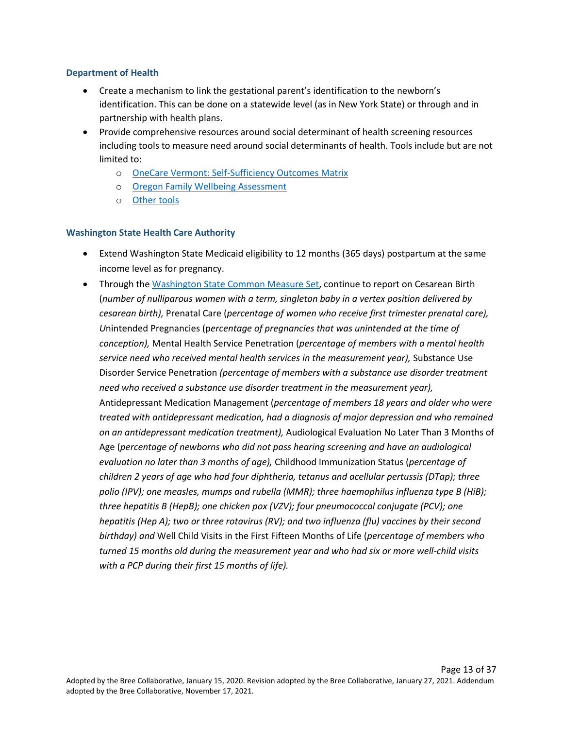### Department of Health

- Create a mechanism to link the gestational parent's identification to the newborn's identification. This can be done on a statewide level (as in New York State) or through and in partnership with health plans.
- Provide comprehensive resources around social determinant of health screening resources including tools to measure need around social determinants of health. Tools include but are not limited to:
  - OneCare Vermont: Self-Sufficiency Outcomes Matrix
  - Oregon Family Wellbeing Assessment
  - Other tools

### Washington State Health Care Authority

- Extend Washington State Medicaid eligibility to 12 months (365 days) postpartum at the same income level as for pregnancy.
- Through the Washington State Common Measure Set, continue to report on Cesarean Birth (*number of nulliparous women with a term, singleton baby in a vertex position delivered by cesarean birth),* Prenatal Care (*percentage of women who receive first trimester prenatal care),* Unintended Pregnancies (p*ercentage of pregnancies that was unintended at the time of conception),* Mental Health Service Penetration (*percentage of members with a mental health service need who received mental health services in the measurement year),* Substance Use Disorder Service Penetration *(percentage of members with a substance use disorder treatment need who received a substance use disorder treatment in the measurement year),* Antidepressant Medication Management (*percentage of members 18 years and older who were treated with antidepressant medication, had a diagnosis of major depression and who remained on an antidepressant medication treatment),* Audiological Evaluation No Later Than 3 Months of Age (*percentage of newborns who did not pass hearing screening and have an audiological evaluation no later than 3 months of age),* Childhood Immunization Status (*percentage of children 2 years of age who had four diphtheria, tetanus and acellular pertussis (DTap); three polio (IPV); one measles, mumps and rubella (MMR); three haemophilus influenza type B (HiB); three hepatitis B (HepB); one chicken pox (VZV); four pneumococcal conjugate (PCV); one hepatitis (Hep A); two or three rotavirus (RV); and two influenza (flu) vaccines by their second birthday) and* Well Child Visits in the First Fifteen Months of Life (*percentage of members who turned 15 months old during the measurement year and who had six or more well-child visits with a PCP during their first 15 months of life).*

Adopted by the Bree Collaborative, January 15, 2020. Revision adopted by the Bree Collaborative, January 27, 2021. Addendum adopted by the Bree Collaborative, November 17, 2021.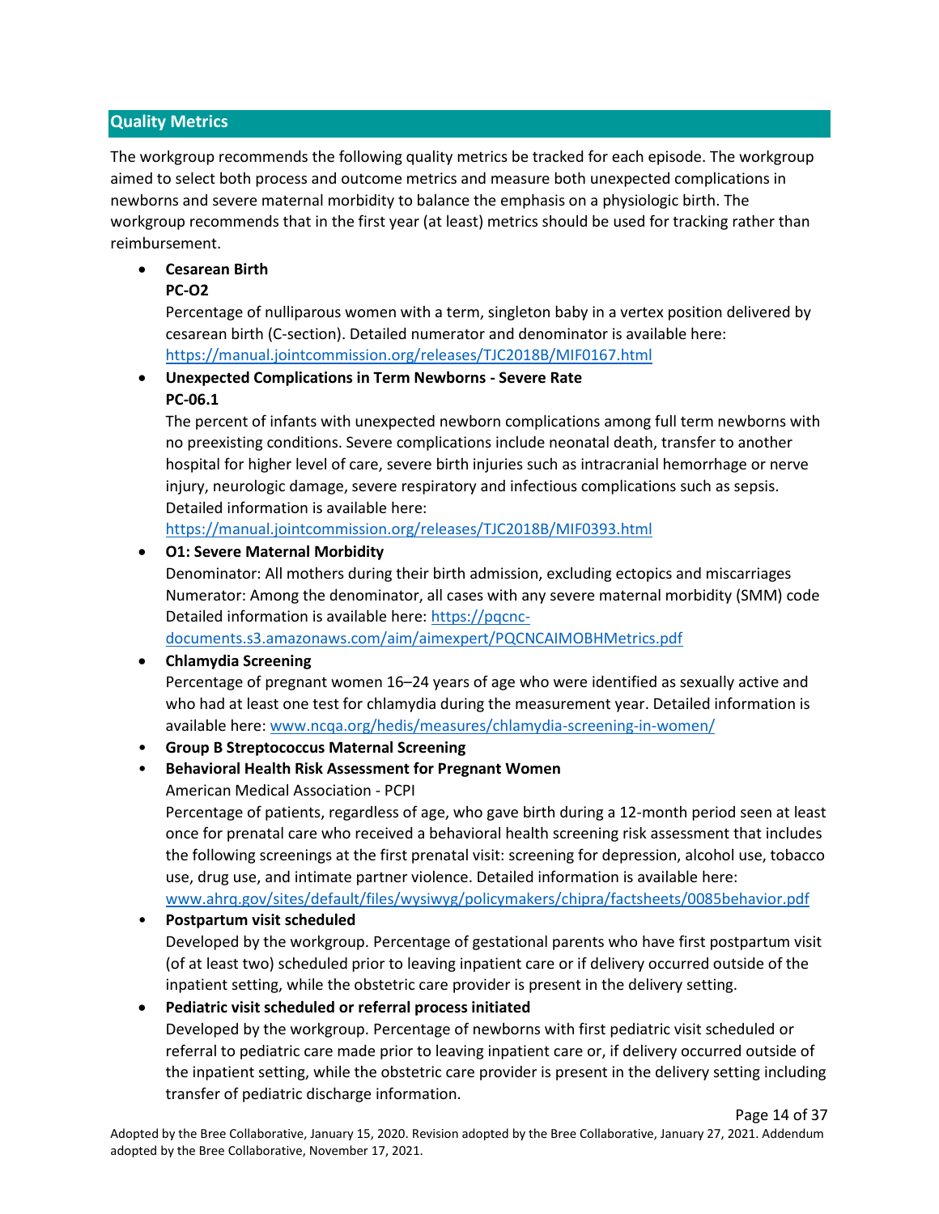## Quality Metrics

The workgroup recommends the following quality metrics be tracked for each episode. The workgroup aimed to select both process and outcome metrics and measure both unexpected complications in newborns and severe maternal morbidity to balance the emphasis on a physiologic birth. The workgroup recommends that in the first year (at least) metrics should be used for tracking rather than reimbursement.

- **Cesarean Birth**
  **PC-O2**
  Percentage of nulliparous women with a term, singleton baby in a vertex position delivered by cesarean birth (C-section). Detailed numerator and denominator is available here: https://manual.jointcommission.org/releases/TJC2018B/MIF0167.html
- **Unexpected Complications in Term Newborns - Severe Rate**
  **PC-06.1**
  The percent of infants with unexpected newborn complications among full term newborns with no preexisting conditions. Severe complications include neonatal death, transfer to another hospital for higher level of care, severe birth injuries such as intracranial hemorrhage or nerve injury, neurologic damage, severe respiratory and infectious complications such as sepsis. Detailed information is available here: https://manual.jointcommission.org/releases/TJC2018B/MIF0393.html
- **O1: Severe Maternal Morbidity**
  Denominator: All mothers during their birth admission, excluding ectopics and miscarriages
  Numerator: Among the denominator, all cases with any severe maternal morbidity (SMM) code
  Detailed information is available here: https://pqcnc-documents.s3.amazonaws.com/aim/aimexpert/PQCNCAIMOBHMetrics.pdf
- **Chlamydia Screening**
  Percentage of pregnant women 16–24 years of age who were identified as sexually active and who had at least one test for chlamydia during the measurement year. Detailed information is available here: www.ncqa.org/hedis/measures/chlamydia-screening-in-women/
- **Group B Streptococcus Maternal Screening**
- **Behavioral Health Risk Assessment for Pregnant Women**
  American Medical Association - PCPI
  Percentage of patients, regardless of age, who gave birth during a 12-month period seen at least once for prenatal care who received a behavioral health screening risk assessment that includes the following screenings at the first prenatal visit: screening for depression, alcohol use, tobacco use, drug use, and intimate partner violence. Detailed information is available here: www.ahrq.gov/sites/default/files/wysiwyg/policymakers/chipra/factsheets/0085behavior.pdf
- **Postpartum visit scheduled**
  Developed by the workgroup. Percentage of gestational parents who have first postpartum visit (of at least two) scheduled prior to leaving inpatient care or if delivery occurred outside of the inpatient setting, while the obstetric care provider is present in the delivery setting.
- **Pediatric visit scheduled or referral process initiated**
  Developed by the workgroup. Percentage of newborns with first pediatric visit scheduled or referral to pediatric care made prior to leaving inpatient care or, if delivery occurred outside of the inpatient setting, while the obstetric care provider is present in the delivery setting including transfer of pediatric discharge information.

Adopted by the Bree Collaborative, January 15, 2020. Revision adopted by the Bree Collaborative, January 27, 2021. Addendum adopted by the Bree Collaborative, November 17, 2021.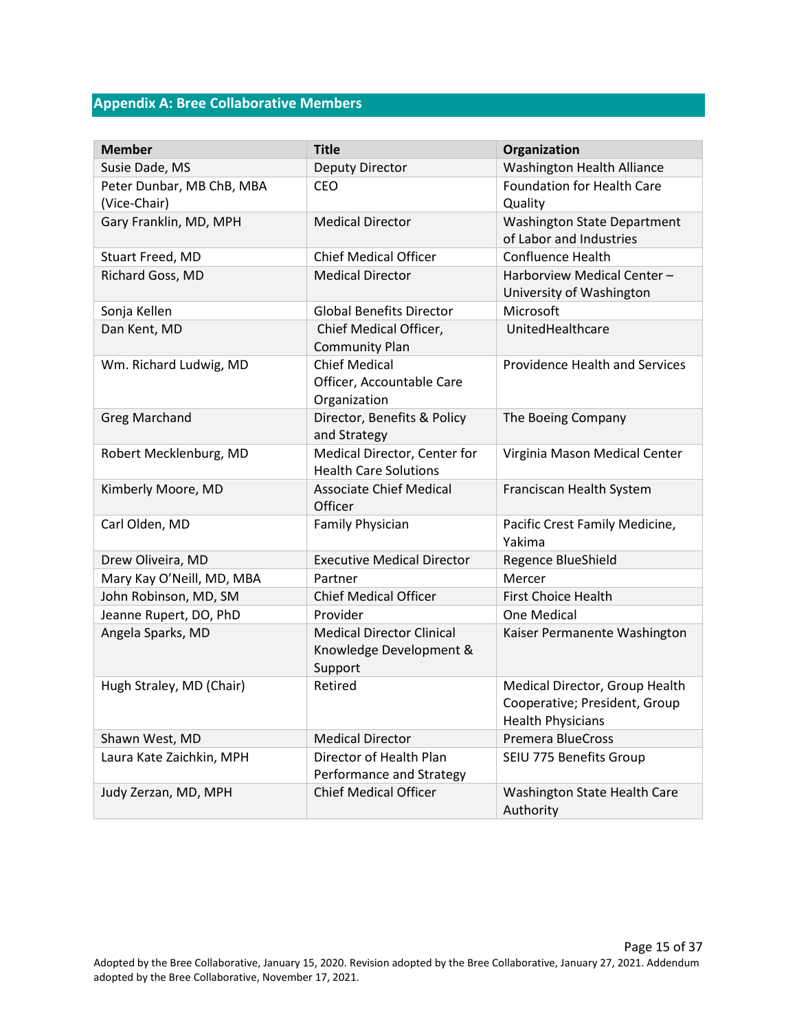## Appendix A: Bree Collaborative Members

| Member | Title | Organization |
|---|---|---|
| Susie Dade, MS | Deputy Director | Washington Health Alliance |
| Peter Dunbar, MB ChB, MBA (Vice-Chair) | CEO | Foundation for Health Care Quality |
| Gary Franklin, MD, MPH | Medical Director | Washington State Department of Labor and Industries |
| Stuart Freed, MD | Chief Medical Officer | Confluence Health |
| Richard Goss, MD | Medical Director | Harborview Medical Center – University of Washington |
| Sonja Kellen | Global Benefits Director | Microsoft |
| Dan Kent, MD | Chief Medical Officer, Community Plan | UnitedHealthcare |
| Wm. Richard Ludwig, MD | Chief Medical Officer, Accountable Care Organization | Providence Health and Services |
| Greg Marchand | Director, Benefits & Policy and Strategy | The Boeing Company |
| Robert Mecklenburg, MD | Medical Director, Center for Health Care Solutions | Virginia Mason Medical Center |
| Kimberly Moore, MD | Associate Chief Medical Officer | Franciscan Health System |
| Carl Olden, MD | Family Physician | Pacific Crest Family Medicine, Yakima |
| Drew Oliveira, MD | Executive Medical Director | Regence BlueShield |
| Mary Kay O'Neill, MD, MBA | Partner | Mercer |
| John Robinson, MD, SM | Chief Medical Officer | First Choice Health |
| Jeanne Rupert, DO, PhD | Provider | One Medical |
| Angela Sparks, MD | Medical Director Clinical Knowledge Development & Support | Kaiser Permanente Washington |
| Hugh Straley, MD (Chair) | Retired | Medical Director, Group Health Cooperative; President, Group Health Physicians |
| Shawn West, MD | Medical Director | Premera BlueCross |
| Laura Kate Zaichkin, MPH | Director of Health Plan Performance and Strategy | SEIU 775 Benefits Group |
| Judy Zerzan, MD, MPH | Chief Medical Officer | Washington State Health Care Authority |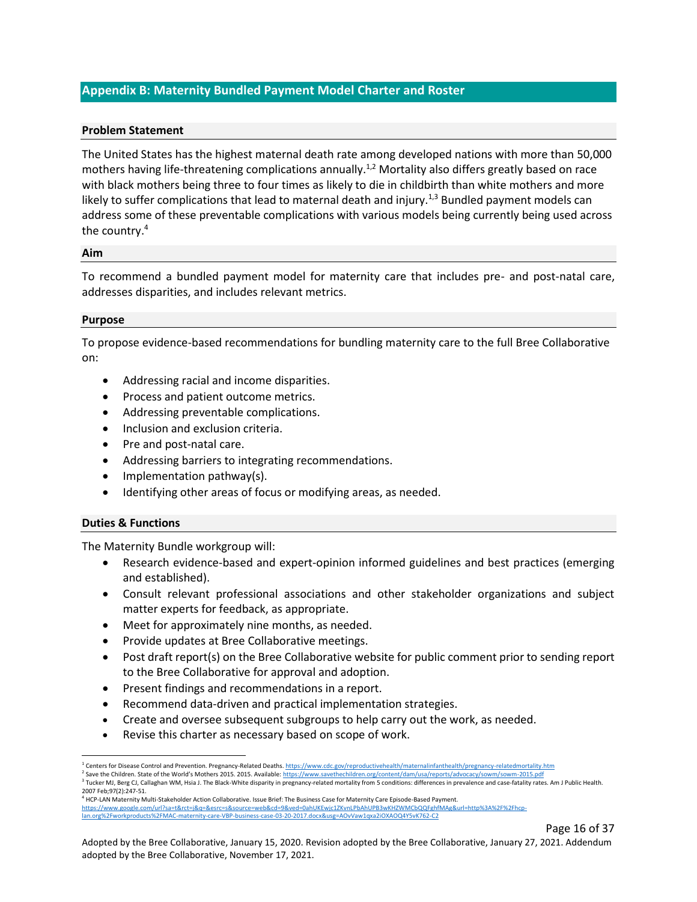## Appendix B: Maternity Bundled Payment Model Charter and Roster

### Problem Statement

The United States has the highest maternal death rate among developed nations with more than 50,000 mothers having life-threatening complications annually.[1,2] Mortality also differs greatly based on race with black mothers being three to four times as likely to die in childbirth than white mothers and more likely to suffer complications that lead to maternal death and injury.[1,3] Bundled payment models can address some of these preventable complications with various models being currently being used across the country.[4]

### Aim

To recommend a bundled payment model for maternity care that includes pre- and post-natal care, addresses disparities, and includes relevant metrics.

### Purpose

To propose evidence-based recommendations for bundling maternity care to the full Bree Collaborative on:

- Addressing racial and income disparities.
- Process and patient outcome metrics.
- Addressing preventable complications.
- Inclusion and exclusion criteria.
- Pre and post-natal care.
- Addressing barriers to integrating recommendations.
- Implementation pathway(s).
- Identifying other areas of focus or modifying areas, as needed.

### Duties & Functions

The Maternity Bundle workgroup will:

- Research evidence-based and expert-opinion informed guidelines and best practices (emerging and established).
- Consult relevant professional associations and other stakeholder organizations and subject matter experts for feedback, as appropriate.
- Meet for approximately nine months, as needed.
- Provide updates at Bree Collaborative meetings.
- Post draft report(s) on the Bree Collaborative website for public comment prior to sending report to the Bree Collaborative for approval and adoption.
- Present findings and recommendations in a report.
- Recommend data-driven and practical implementation strategies.
- Create and oversee subsequent subgroups to help carry out the work, as needed.
- Revise this charter as necessary based on scope of work.

---

[1] Centers for Disease Control and Prevention. Pregnancy-Related Deaths. https://www.cdc.gov/reproductivehealth/maternalinfanthealth/pregnancy-relatedmortality.htm

[2] Save the Children. State of the World's Mothers 2015. 2015. Available: https://www.savethechildren.org/content/dam/usa/reports/advocacy/sowm/sowm-2015.pdf

[3] Tucker MJ, Berg CJ, Callaghan WM, Hsia J. The Black-White disparity in pregnancy-related mortality from 5 conditions: differences in prevalence and case-fatality rates. Am J Public Health. 2007 Feb;97(2):247-51.

[4] HCP-LAN Maternity Multi-Stakeholder Action Collaborative. Issue Brief: The Business Case for Maternity Care Episode-Based Payment. https://www.google.com/url?sa=t&rct=j&q=&esrc=s&source=web&cd=9&ved=0ahUKEwjc1ZKvnLPbAhUPB3wKHZWMCbQQFghfMAg&url=http%3A%2F%2Fhcp-lan.org%2Fworkproducts%2FMAC-maternity-care-VBP-business-case-03-20-2017.docx&usg=AOvVaw1qxa2iOXAOQ4Y5vK762-C2

Adopted by the Bree Collaborative, January 15, 2020. Revision adopted by the Bree Collaborative, January 27, 2021. Addendum adopted by the Bree Collaborative, November 17, 2021.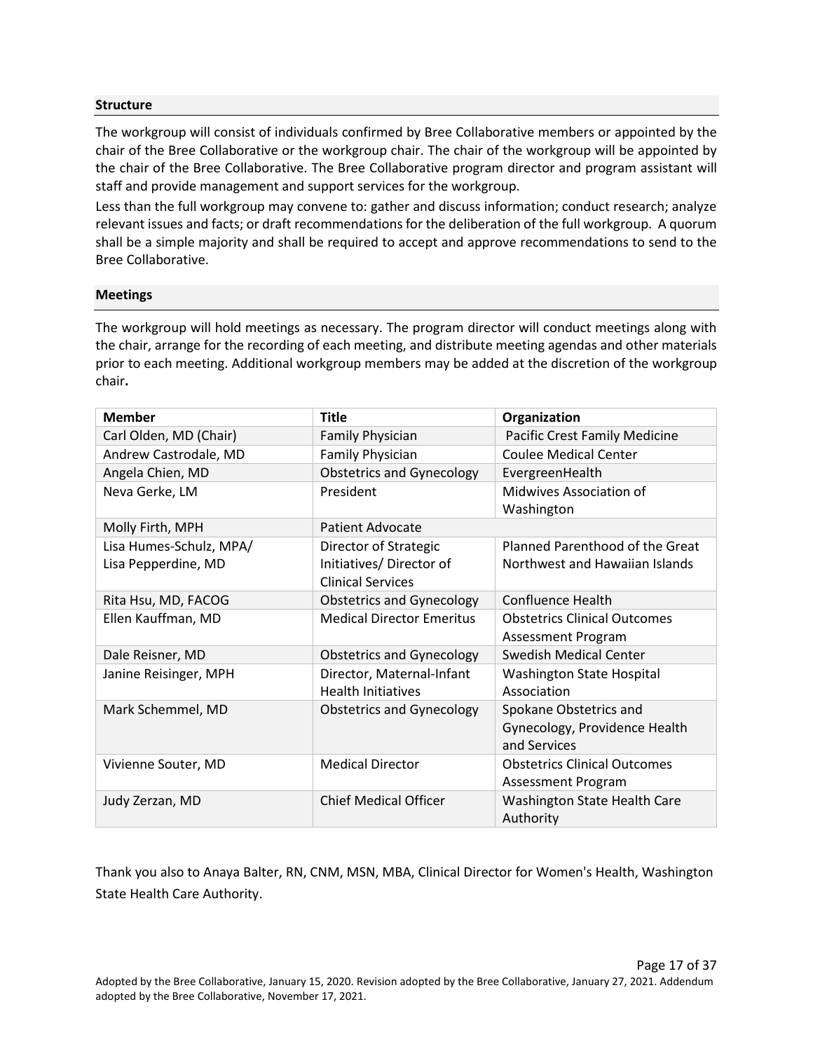## Structure

The workgroup will consist of individuals confirmed by Bree Collaborative members or appointed by the chair of the Bree Collaborative or the workgroup chair. The chair of the workgroup will be appointed by the chair of the Bree Collaborative. The Bree Collaborative program director and program assistant will staff and provide management and support services for the workgroup.

Less than the full workgroup may convene to: gather and discuss information; conduct research; analyze relevant issues and facts; or draft recommendations for the deliberation of the full workgroup. A quorum shall be a simple majority and shall be required to accept and approve recommendations to send to the Bree Collaborative.

## Meetings

The workgroup will hold meetings as necessary. The program director will conduct meetings along with the chair, arrange for the recording of each meeting, and distribute meeting agendas and other materials prior to each meeting. Additional workgroup members may be added at the discretion of the workgroup chair**.**

| Member | Title | Organization |
|---|---|---|
| Carl Olden, MD (Chair) | Family Physician | Pacific Crest Family Medicine |
| Andrew Castrodale, MD | Family Physician | Coulee Medical Center |
| Angela Chien, MD | Obstetrics and Gynecology | EvergreenHealth |
| Neva Gerke, LM | President | Midwives Association of Washington |
| Molly Firth, MPH | Patient Advocate | |
| Lisa Humes-Schulz, MPA/ Lisa Pepperdine, MD | Director of Strategic Initiatives/ Director of Clinical Services | Planned Parenthood of the Great Northwest and Hawaiian Islands |
| Rita Hsu, MD, FACOG | Obstetrics and Gynecology | Confluence Health |
| Ellen Kauffman, MD | Medical Director Emeritus | Obstetrics Clinical Outcomes Assessment Program |
| Dale Reisner, MD | Obstetrics and Gynecology | Swedish Medical Center |
| Janine Reisinger, MPH | Director, Maternal-Infant Health Initiatives | Washington State Hospital Association |
| Mark Schemmel, MD | Obstetrics and Gynecology | Spokane Obstetrics and Gynecology, Providence Health and Services |
| Vivienne Souter, MD | Medical Director | Obstetrics Clinical Outcomes Assessment Program |
| Judy Zerzan, MD | Chief Medical Officer | Washington State Health Care Authority |

Thank you also to Anaya Balter, RN, CNM, MSN, MBA, Clinical Director for Women's Health, Washington State Health Care Authority.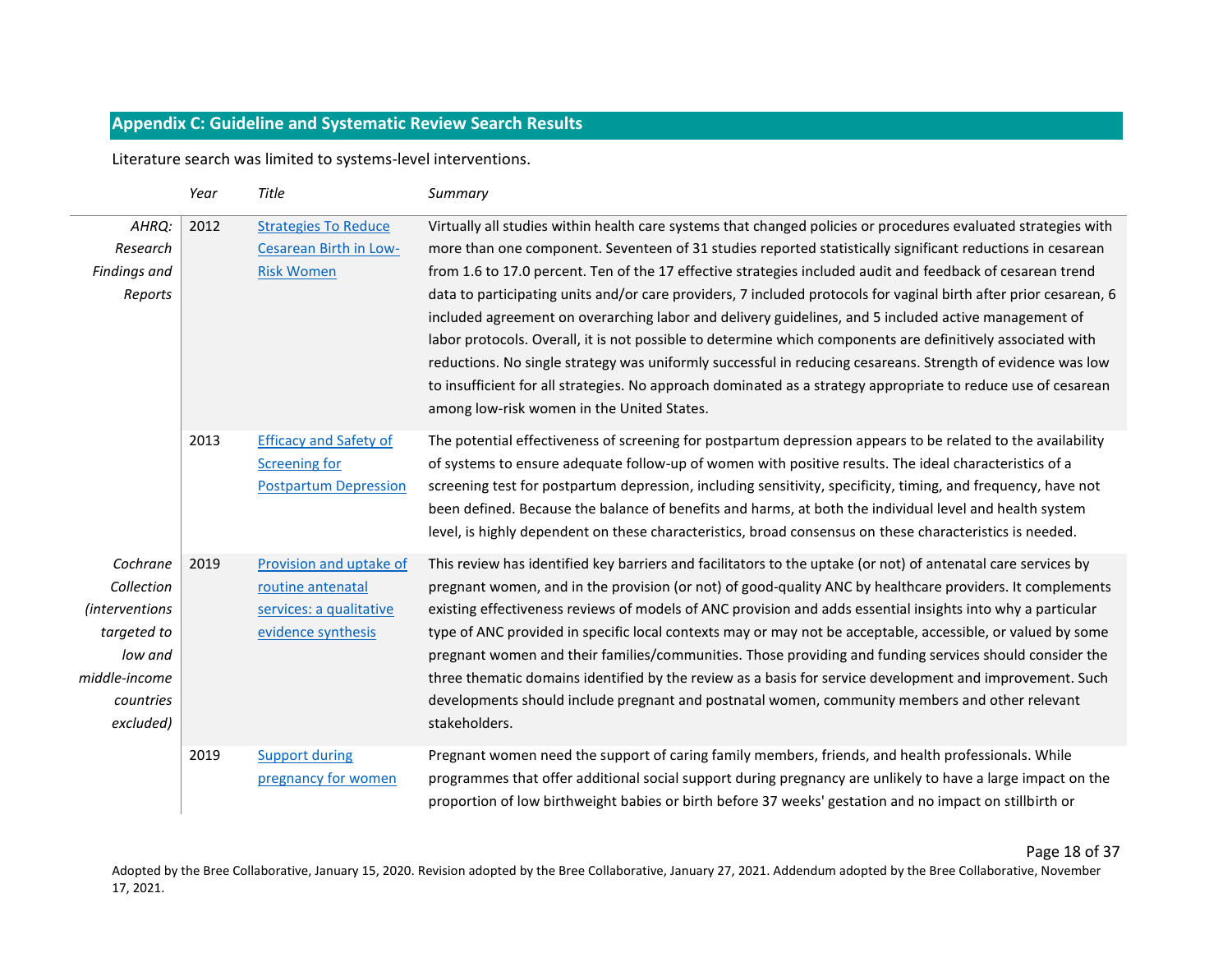## Appendix C: Guideline and Systematic Review Search Results

Literature search was limited to systems-level interventions.

| | *Year* | *Title* | *Summary* |
|---|---|---|---|
| *AHRQ: Research Findings and Reports* | 2012 | [Strategies To Reduce Cesarean Birth in Low-Risk Women]() | Virtually all studies within health care systems that changed policies or procedures evaluated strategies with more than one component. Seventeen of 31 studies reported statistically significant reductions in cesarean from 1.6 to 17.0 percent. Ten of the 17 effective strategies included audit and feedback of cesarean trend data to participating units and/or care providers, 7 included protocols for vaginal birth after prior cesarean, 6 included agreement on overarching labor and delivery guidelines, and 5 included active management of labor protocols. Overall, it is not possible to determine which components are definitively associated with reductions. No single strategy was uniformly successful in reducing cesareans. Strength of evidence was low to insufficient for all strategies. No approach dominated as a strategy appropriate to reduce use of cesarean among low-risk women in the United States. |
| | 2013 | [Efficacy and Safety of Screening for Postpartum Depression]() | The potential effectiveness of screening for postpartum depression appears to be related to the availability of systems to ensure adequate follow-up of women with positive results. The ideal characteristics of a screening test for postpartum depression, including sensitivity, specificity, timing, and frequency, have not been defined. Because the balance of benefits and harms, at both the individual level and health system level, is highly dependent on these characteristics, broad consensus on these characteristics is needed. |
| *Cochrane Collection (interventions targeted to low and middle-income countries excluded)* | 2019 | [Provision and uptake of routine antenatal services: a qualitative evidence synthesis]() | This review has identified key barriers and facilitators to the uptake (or not) of antenatal care services by pregnant women, and in the provision (or not) of good-quality ANC by healthcare providers. It complements existing effectiveness reviews of models of ANC provision and adds essential insights into why a particular type of ANC provided in specific local contexts may or may not be acceptable, accessible, or valued by some pregnant women and their families/communities. Those providing and funding services should consider the three thematic domains identified by the review as a basis for service development and improvement. Such developments should include pregnant and postnatal women, community members and other relevant stakeholders. |
| | 2019 | [Support during pregnancy for women]() | Pregnant women need the support of caring family members, friends, and health professionals. While programmes that offer additional social support during pregnancy are unlikely to have a large impact on the proportion of low birthweight babies or birth before 37 weeks' gestation and no impact on stillbirth or |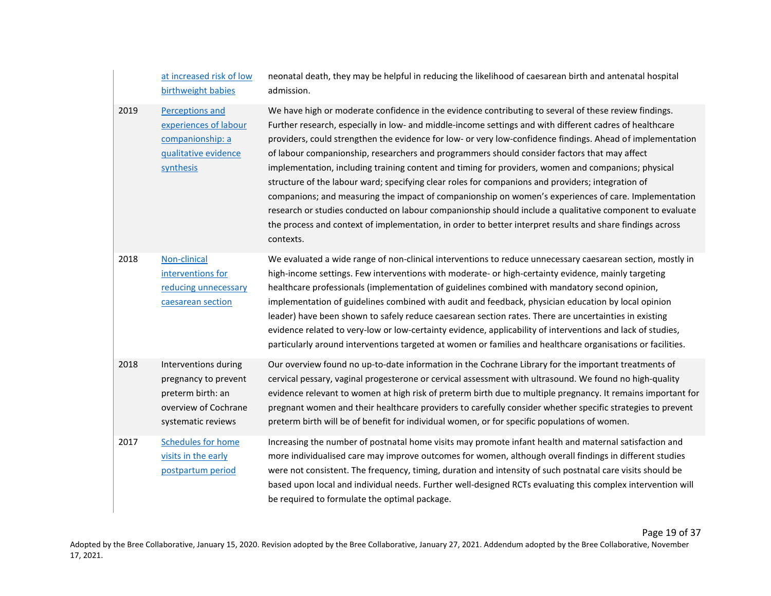| | | |
|---|---|---|
| | at increased risk of low birthweight babies | neonatal death, they may be helpful in reducing the likelihood of caesarean birth and antenatal hospital admission. |
| 2019 | Perceptions and experiences of labour companionship: a qualitative evidence synthesis | We have high or moderate confidence in the evidence contributing to several of these review findings. Further research, especially in low- and middle-income settings and with different cadres of healthcare providers, could strengthen the evidence for low- or very low-confidence findings. Ahead of implementation of labour companionship, researchers and programmers should consider factors that may affect implementation, including training content and timing for providers, women and companions; physical structure of the labour ward; specifying clear roles for companions and providers; integration of companions; and measuring the impact of companionship on women's experiences of care. Implementation research or studies conducted on labour companionship should include a qualitative component to evaluate the process and context of implementation, in order to better interpret results and share findings across contexts. |
| 2018 | Non-clinical interventions for reducing unnecessary caesarean section | We evaluated a wide range of non-clinical interventions to reduce unnecessary caesarean section, mostly in high-income settings. Few interventions with moderate- or high-certainty evidence, mainly targeting healthcare professionals (implementation of guidelines combined with mandatory second opinion, implementation of guidelines combined with audit and feedback, physician education by local opinion leader) have been shown to safely reduce caesarean section rates. There are uncertainties in existing evidence related to very-low or low-certainty evidence, applicability of interventions and lack of studies, particularly around interventions targeted at women or families and healthcare organisations or facilities. |
| 2018 | Interventions during pregnancy to prevent preterm birth: an overview of Cochrane systematic reviews | Our overview found no up-to-date information in the Cochrane Library for the important treatments of cervical pessary, vaginal progesterone or cervical assessment with ultrasound. We found no high-quality evidence relevant to women at high risk of preterm birth due to multiple pregnancy. It remains important for pregnant women and their healthcare providers to carefully consider whether specific strategies to prevent preterm birth will be of benefit for individual women, or for specific populations of women. |
| 2017 | Schedules for home visits in the early postpartum period | Increasing the number of postnatal home visits may promote infant health and maternal satisfaction and more individualised care may improve outcomes for women, although overall findings in different studies were not consistent. The frequency, timing, duration and intensity of such postnatal care visits should be based upon local and individual needs. Further well-designed RCTs evaluating this complex intervention will be required to formulate the optimal package. |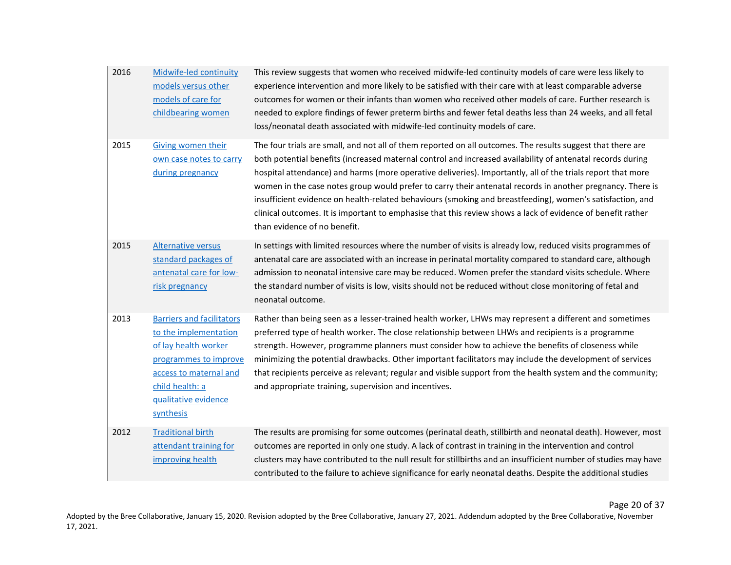| | | |
|---|---|---|
| 2016 | Midwife-led continuity models versus other models of care for childbearing women | This review suggests that women who received midwife-led continuity models of care were less likely to experience intervention and more likely to be satisfied with their care with at least comparable adverse outcomes for women or their infants than women who received other models of care. Further research is needed to explore findings of fewer preterm births and fewer fetal deaths less than 24 weeks, and all fetal loss/neonatal death associated with midwife-led continuity models of care. |
| 2015 | Giving women their own case notes to carry during pregnancy | The four trials are small, and not all of them reported on all outcomes. The results suggest that there are both potential benefits (increased maternal control and increased availability of antenatal records during hospital attendance) and harms (more operative deliveries). Importantly, all of the trials report that more women in the case notes group would prefer to carry their antenatal records in another pregnancy. There is insufficient evidence on health-related behaviours (smoking and breastfeeding), women's satisfaction, and clinical outcomes. It is important to emphasise that this review shows a lack of evidence of benefit rather than evidence of no benefit. |
| 2015 | Alternative versus standard packages of antenatal care for low-risk pregnancy | In settings with limited resources where the number of visits is already low, reduced visits programmes of antenatal care are associated with an increase in perinatal mortality compared to standard care, although admission to neonatal intensive care may be reduced. Women prefer the standard visits schedule. Where the standard number of visits is low, visits should not be reduced without close monitoring of fetal and neonatal outcome. |
| 2013 | Barriers and facilitators to the implementation of lay health worker programmes to improve access to maternal and child health: a qualitative evidence synthesis | Rather than being seen as a lesser-trained health worker, LHWs may represent a different and sometimes preferred type of health worker. The close relationship between LHWs and recipients is a programme strength. However, programme planners must consider how to achieve the benefits of closeness while minimizing the potential drawbacks. Other important facilitators may include the development of services that recipients perceive as relevant; regular and visible support from the health system and the community; and appropriate training, supervision and incentives. |
| 2012 | Traditional birth attendant training for improving health | The results are promising for some outcomes (perinatal death, stillbirth and neonatal death). However, most outcomes are reported in only one study. A lack of contrast in training in the intervention and control clusters may have contributed to the null result for stillbirths and an insufficient number of studies may have contributed to the failure to achieve significance for early neonatal deaths. Despite the additional studies |

Adopted by the Bree Collaborative, January 15, 2020. Revision adopted by the Bree Collaborative, January 27, 2021. Addendum adopted by the Bree Collaborative, November 17, 2021.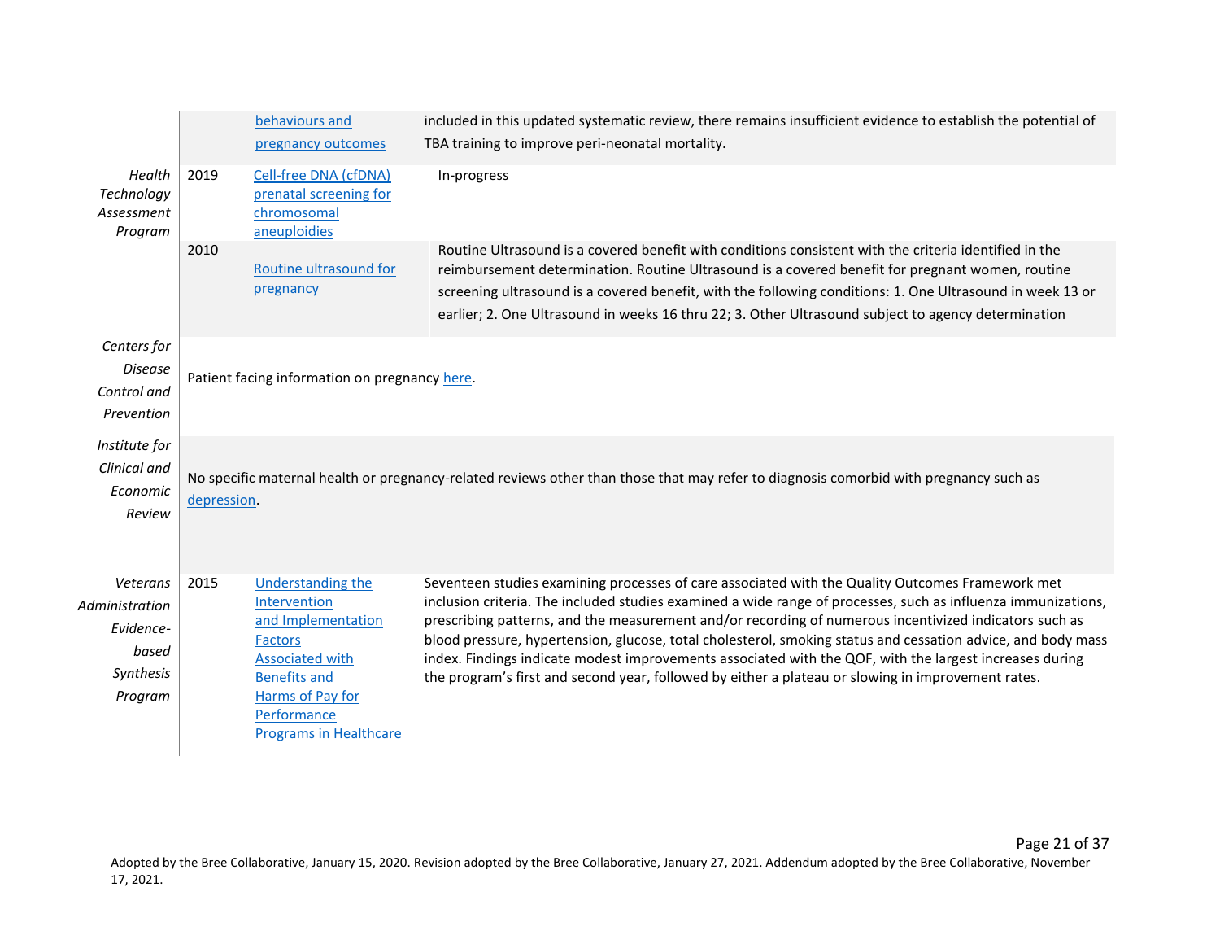| | | | |
|---|---|---|---|
| | | behaviours and pregnancy outcomes | included in this updated systematic review, there remains insufficient evidence to establish the potential of TBA training to improve peri-neonatal mortality. |
| *Health Technology Assessment Program* | 2019 | Cell-free DNA (cfDNA) prenatal screening for chromosomal aneuploidies | In-progress |
| | 2010 | Routine ultrasound for pregnancy | Routine Ultrasound is a covered benefit with conditions consistent with the criteria identified in the reimbursement determination. Routine Ultrasound is a covered benefit for pregnant women, routine screening ultrasound is a covered benefit, with the following conditions: 1. One Ultrasound in week 13 or earlier; 2. One Ultrasound in weeks 16 thru 22; 3. Other Ultrasound subject to agency determination |
| *Centers for Disease Control and Prevention* | Patient facing information on pregnancy here. | | |
| *Institute for Clinical and Economic Review* | No specific maternal health or pregnancy-related reviews other than those that may refer to diagnosis comorbid with pregnancy such as depression. | | |
| *Veterans Administration Evidence-based Synthesis Program* | 2015 | Understanding the Intervention and Implementation Factors Associated with Benefits and Harms of Pay for Performance Programs in Healthcare | Seventeen studies examining processes of care associated with the Quality Outcomes Framework met inclusion criteria. The included studies examined a wide range of processes, such as influenza immunizations, prescribing patterns, and the measurement and/or recording of numerous incentivized indicators such as blood pressure, hypertension, glucose, total cholesterol, smoking status and cessation advice, and body mass index. Findings indicate modest improvements associated with the QOF, with the largest increases during the program's first and second year, followed by either a plateau or slowing in improvement rates. |

Adopted by the Bree Collaborative, January 15, 2020. Revision adopted by the Bree Collaborative, January 27, 2021. Addendum adopted by the Bree Collaborative, November 17, 2021.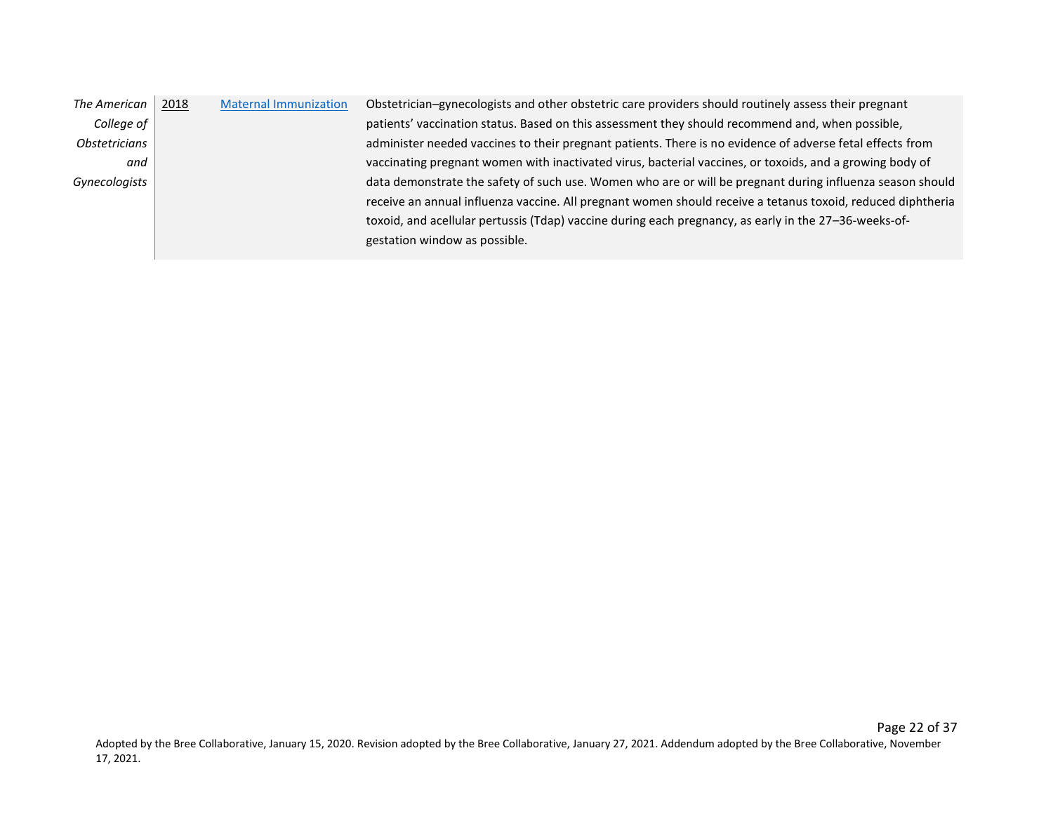| | | | |
|---|---|---|---|
| *The American College of Obstetricians and Gynecologists* | 2018 | Maternal Immunization | Obstetrician–gynecologists and other obstetric care providers should routinely assess their pregnant patients' vaccination status. Based on this assessment they should recommend and, when possible, administer needed vaccines to their pregnant patients. There is no evidence of adverse fetal effects from vaccinating pregnant women with inactivated virus, bacterial vaccines, or toxoids, and a growing body of data demonstrate the safety of such use. Women who are or will be pregnant during influenza season should receive an annual influenza vaccine. All pregnant women should receive a tetanus toxoid, reduced diphtheria toxoid, and acellular pertussis (Tdap) vaccine during each pregnancy, as early in the 27–36-weeks-of-gestation window as possible. |

Adopted by the Bree Collaborative, January 15, 2020. Revision adopted by the Bree Collaborative, January 27, 2021. Addendum adopted by the Bree Collaborative, November 17, 2021.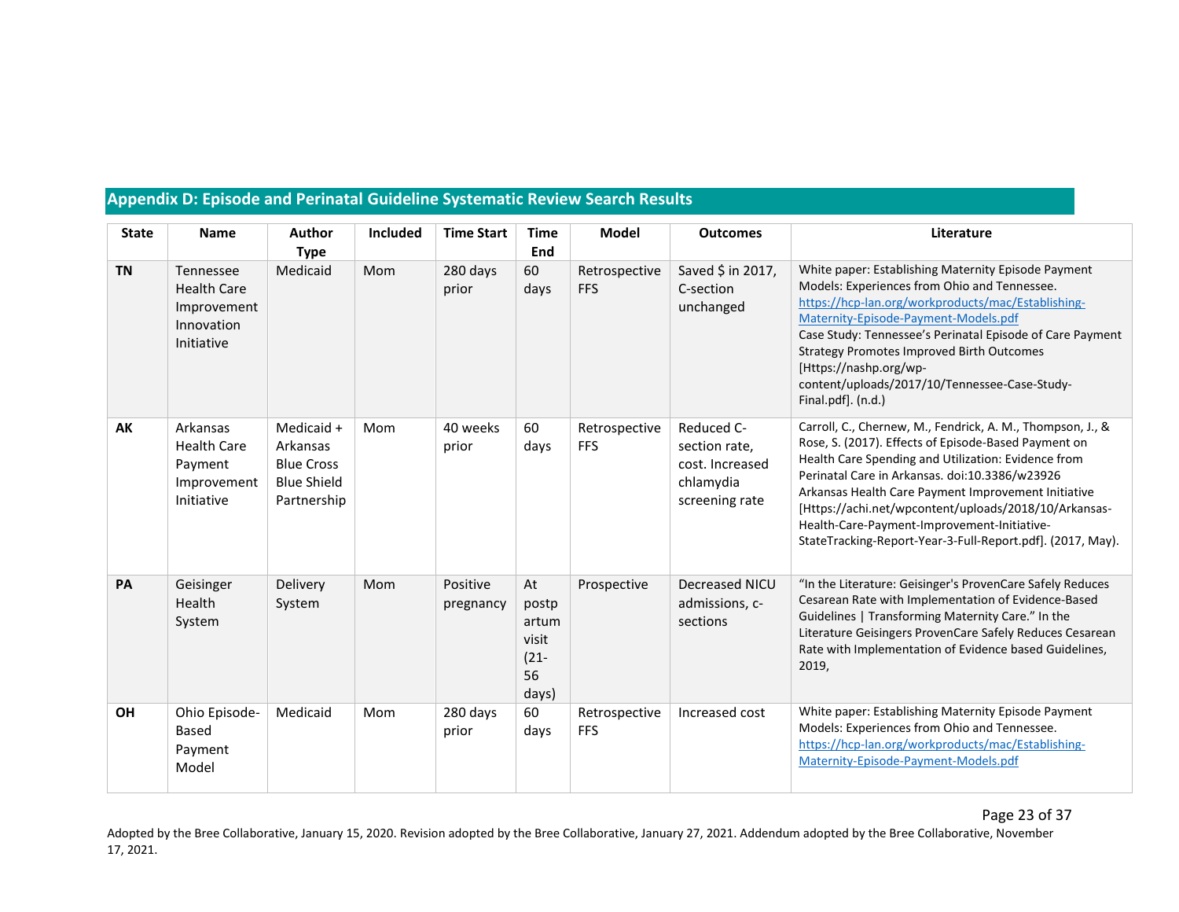## Appendix D: Episode and Perinatal Guideline Systematic Review Search Results

| State | Name | Author Type | Included | Time Start | Time End | Model | Outcomes | Literature |
|---|---|---|---|---|---|---|---|---|
| **TN** | Tennessee Health Care Improvement Innovation Initiative | Medicaid | Mom | 280 days prior | 60 days | Retrospective FFS | Saved $ in 2017, C-section unchanged | White paper: Establishing Maternity Episode Payment Models: Experiences from Ohio and Tennessee. [https://hcp-lan.org/workproducts/mac/Establishing-Maternity-Episode-Payment-Models.pdf](https://hcp-lan.org/workproducts/mac/Establishing-Maternity-Episode-Payment-Models.pdf) Case Study: Tennessee's Perinatal Episode of Care Payment Strategy Promotes Improved Birth Outcomes [Https://nashp.org/wp-content/uploads/2017/10/Tennessee-Case-Study-Final.pdf]. (n.d.) |
| **AK** | Arkansas Health Care Payment Improvement Initiative | Medicaid + Arkansas Blue Cross Blue Shield Partnership | Mom | 40 weeks prior | 60 days | Retrospective FFS | Reduced C-section rate, cost. Increased chlamydia screening rate | Carroll, C., Chernew, M., Fendrick, A. M., Thompson, J., & Rose, S. (2017). Effects of Episode-Based Payment on Health Care Spending and Utilization: Evidence from Perinatal Care in Arkansas. doi:10.3386/w23926 Arkansas Health Care Payment Improvement Initiative [Https://achi.net/wpcontent/uploads/2018/10/Arkansas-Health-Care-Payment-Improvement-Initiative-StateTracking-Report-Year-3-Full-Report.pdf]. (2017, May). |
| **PA** | Geisinger Health System | Delivery System | Mom | Positive pregnancy | At postpartum visit (21-56 days) | Prospective | Decreased NICU admissions, c-sections | "In the Literature: Geisinger's ProvenCare Safely Reduces Cesarean Rate with Implementation of Evidence-Based Guidelines \| Transforming Maternity Care." In the Literature Geisingers ProvenCare Safely Reduces Cesarean Rate with Implementation of Evidence based Guidelines, 2019, |
| **OH** | Ohio Episode-Based Payment Model | Medicaid | Mom | 280 days prior | 60 days | Retrospective FFS | Increased cost | White paper: Establishing Maternity Episode Payment Models: Experiences from Ohio and Tennessee. [https://hcp-lan.org/workproducts/mac/Establishing-Maternity-Episode-Payment-Models.pdf](https://hcp-lan.org/workproducts/mac/Establishing-Maternity-Episode-Payment-Models.pdf) |

Adopted by the Bree Collaborative, January 15, 2020. Revision adopted by the Bree Collaborative, January 27, 2021. Addendum adopted by the Bree Collaborative, November 17, 2021.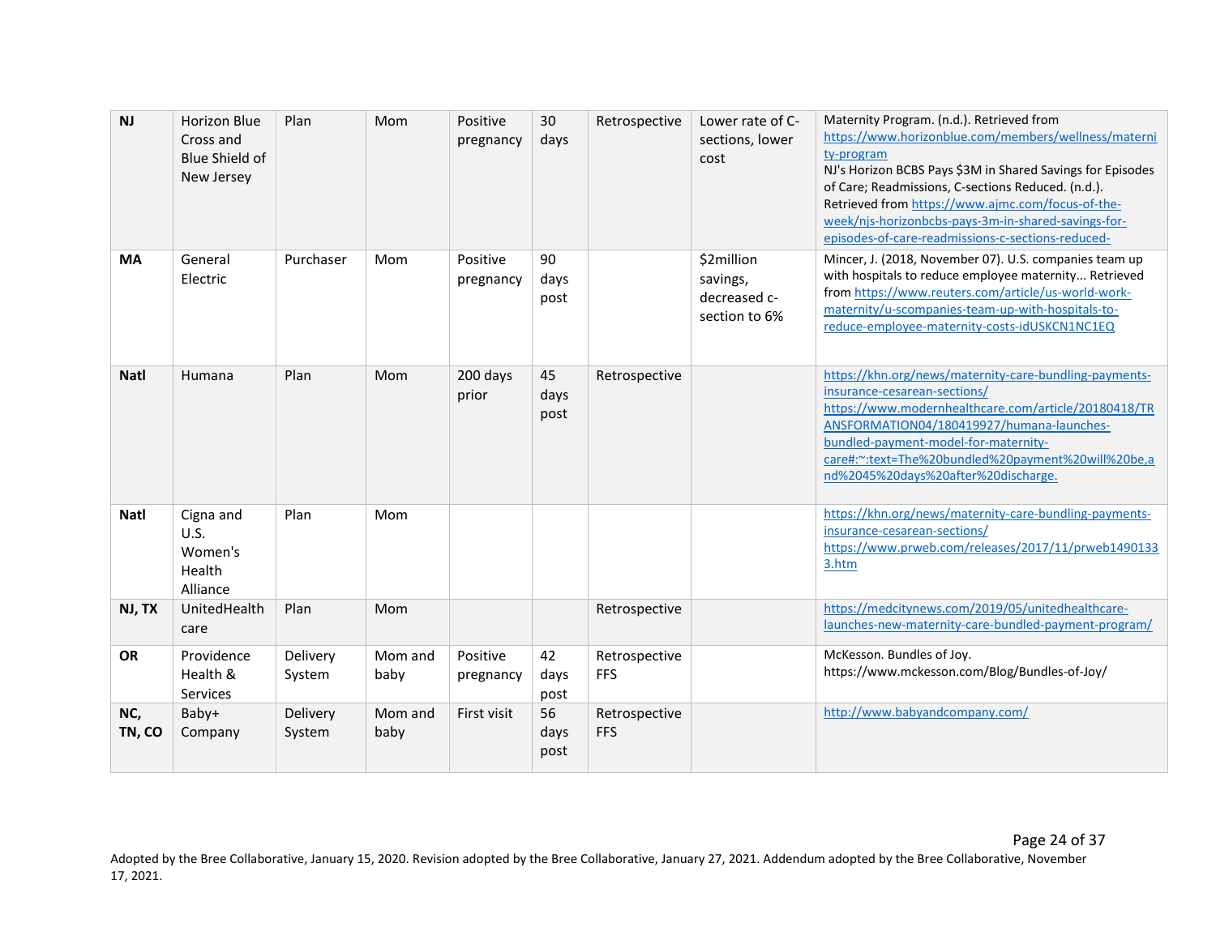| NJ | Horizon Blue Cross and Blue Shield of New Jersey | Plan | Mom | Positive pregnancy | 30 days | Retrospective | Lower rate of C-sections, lower cost | Maternity Program. (n.d.). Retrieved from https://www.horizonblue.com/members/wellness/maternity-program NJ's Horizon BCBS Pays $3M in Shared Savings for Episodes of Care; Readmissions, C-sections Reduced. (n.d.). Retrieved from https://www.ajmc.com/focus-of-the-week/njs-horizonbcbs-pays-3m-in-shared-savings-for-episodes-of-care-readmissions-c-sections-reduced- |
|---|---|---|---|---|---|---|---|---|
| MA | General Electric | Purchaser | Mom | Positive pregnancy | 90 days post | | $2million savings, decreased c-section to 6% | Mincer, J. (2018, November 07). U.S. companies team up with hospitals to reduce employee maternity... Retrieved from https://www.reuters.com/article/us-world-work-maternity/u-scompanies-team-up-with-hospitals-to-reduce-employee-maternity-costs-idUSKCN1NC1EQ |
| Natl | Humana | Plan | Mom | 200 days prior | 45 days post | Retrospective | | https://khn.org/news/maternity-care-bundling-payments-insurance-cesarean-sections/ https://www.modernhealthcare.com/article/20180418/TRANSFORMATION04/180419927/humana-launches-bundled-payment-model-for-maternity-care#:~:text=The%20bundled%20payment%20will%20be,and%2045%20days%20after%20discharge. |
| Natl | Cigna and U.S. Women's Health Alliance | Plan | Mom | | | | | https://khn.org/news/maternity-care-bundling-payments-insurance-cesarean-sections/ https://www.prweb.com/releases/2017/11/prweb14901333.htm |
| NJ, TX | UnitedHealthcare | Plan | Mom | | | Retrospective | | https://medcitynews.com/2019/05/unitedhealthcare-launches-new-maternity-care-bundled-payment-program/ |
| OR | Providence Health & Services | Delivery System | Mom and baby | Positive pregnancy | 42 days post | Retrospective FFS | | McKesson. Bundles of Joy. https://www.mckesson.com/Blog/Bundles-of-Joy/ |
| NC, TN, CO | Baby+ Company | Delivery System | Mom and baby | First visit | 56 days post | Retrospective FFS | | http://www.babyandcompany.com/ |

Adopted by the Bree Collaborative, January 15, 2020. Revision adopted by the Bree Collaborative, January 27, 2021. Addendum adopted by the Bree Collaborative, November 17, 2021.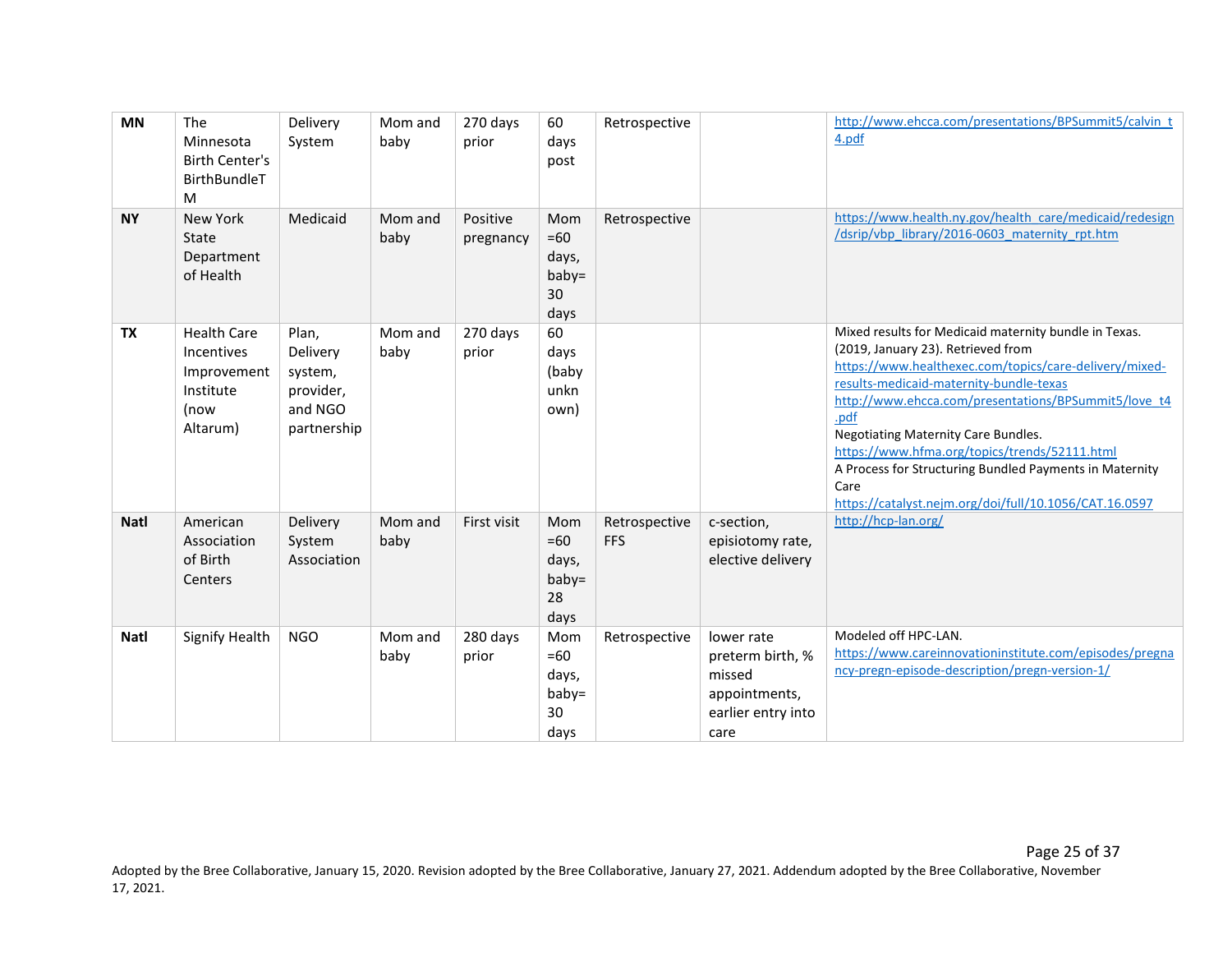| | | | | | | | | |
|---|---|---|---|---|---|---|---|---|
| **MN** | The Minnesota Birth Center's BirthBundleTM | Delivery System | Mom and baby | 270 days prior | 60 days post | Retrospective | | http://www.ehcca.com/presentations/BPSummit5/calvin_t4.pdf |
| **NY** | New York State Department of Health | Medicaid | Mom and baby | Positive pregnancy | Mom =60 days, baby= 30 days | Retrospective | | https://www.health.ny.gov/health_care/medicaid/redesign/dsrip/vbp_library/2016-0603_maternity_rpt.htm |
| **TX** | Health Care Incentives Improvement Institute (now Altarum) | Plan, Delivery system, provider, and NGO partnership | Mom and baby | 270 days prior | 60 days (baby unknown) | | | Mixed results for Medicaid maternity bundle in Texas. (2019, January 23). Retrieved from https://www.healthexec.com/topics/care-delivery/mixed-results-medicaid-maternity-bundle-texas http://www.ehcca.com/presentations/BPSummit5/love_t4.pdf Negotiating Maternity Care Bundles. https://www.hfma.org/topics/trends/52111.html A Process for Structuring Bundled Payments in Maternity Care https://catalyst.nejm.org/doi/full/10.1056/CAT.16.0597 |
| **Natl** | American Association of Birth Centers | Delivery System Association | Mom and baby | First visit | Mom =60 days, baby= 28 days | Retrospective FFS | c-section, episiotomy rate, elective delivery | http://hcp-lan.org/ |
| **Natl** | Signify Health | NGO | Mom and baby | 280 days prior | Mom =60 days, baby= 30 days | Retrospective | lower rate preterm birth, % missed appointments, earlier entry into care | Modeled off HPC-LAN. https://www.careinnovationinstitute.com/episodes/pregnancy-pregn-episode-description/pregn-version-1/ |

Adopted by the Bree Collaborative, January 15, 2020. Revision adopted by the Bree Collaborative, January 27, 2021. Addendum adopted by the Bree Collaborative, November 17, 2021.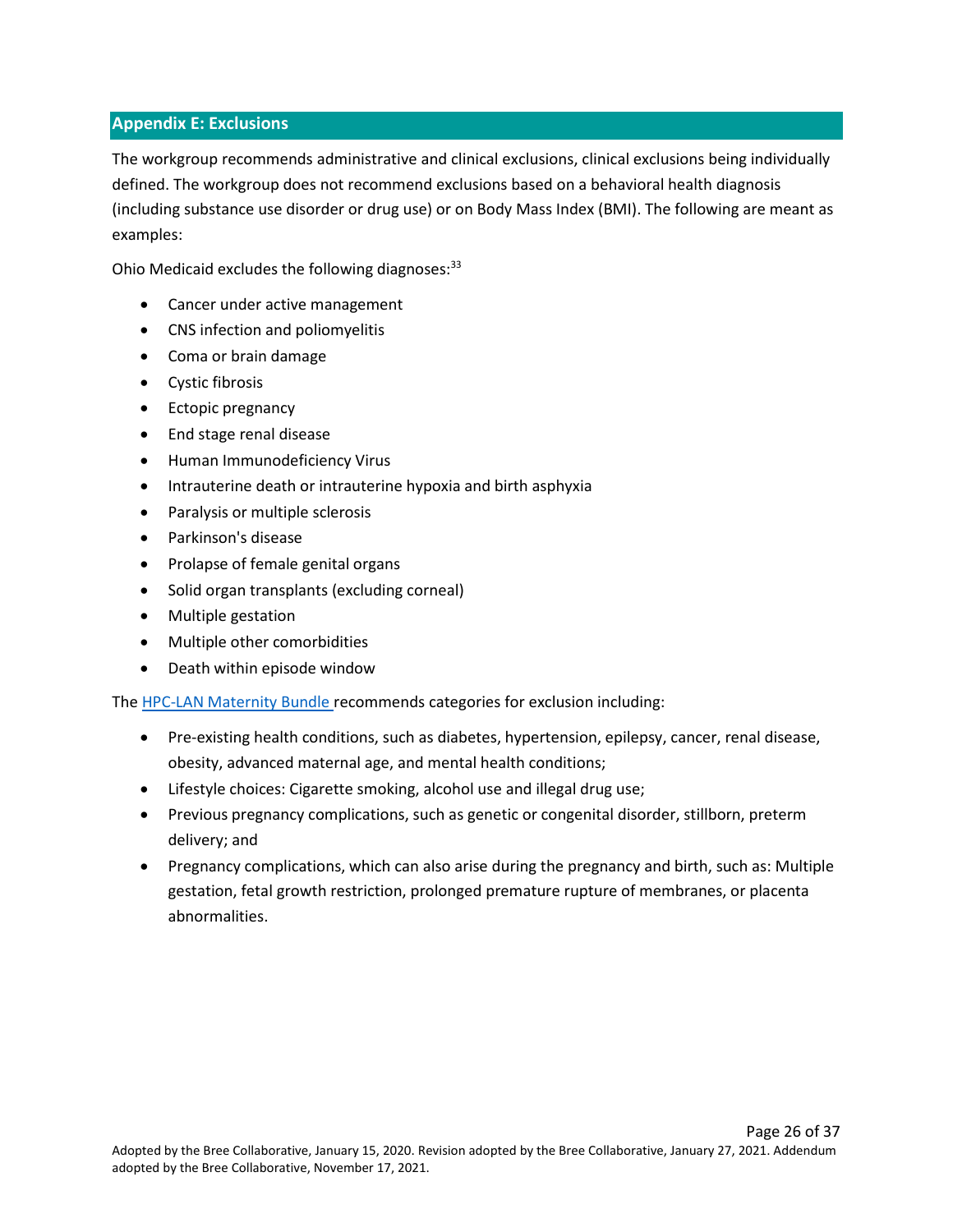## Appendix E: Exclusions

The workgroup recommends administrative and clinical exclusions, clinical exclusions being individually defined. The workgroup does not recommend exclusions based on a behavioral health diagnosis (including substance use disorder or drug use) or on Body Mass Index (BMI). The following are meant as examples:

Ohio Medicaid excludes the following diagnoses:[33]

- Cancer under active management
- CNS infection and poliomyelitis
- Coma or brain damage
- Cystic fibrosis
- Ectopic pregnancy
- End stage renal disease
- Human Immunodeficiency Virus
- Intrauterine death or intrauterine hypoxia and birth asphyxia
- Paralysis or multiple sclerosis
- Parkinson's disease
- Prolapse of female genital organs
- Solid organ transplants (excluding corneal)
- Multiple gestation
- Multiple other comorbidities
- Death within episode window

The HPC-LAN Maternity Bundle recommends categories for exclusion including:

- Pre-existing health conditions, such as diabetes, hypertension, epilepsy, cancer, renal disease, obesity, advanced maternal age, and mental health conditions;
- Lifestyle choices: Cigarette smoking, alcohol use and illegal drug use;
- Previous pregnancy complications, such as genetic or congenital disorder, stillborn, preterm delivery; and
- Pregnancy complications, which can also arise during the pregnancy and birth, such as: Multiple gestation, fetal growth restriction, prolonged premature rupture of membranes, or placenta abnormalities.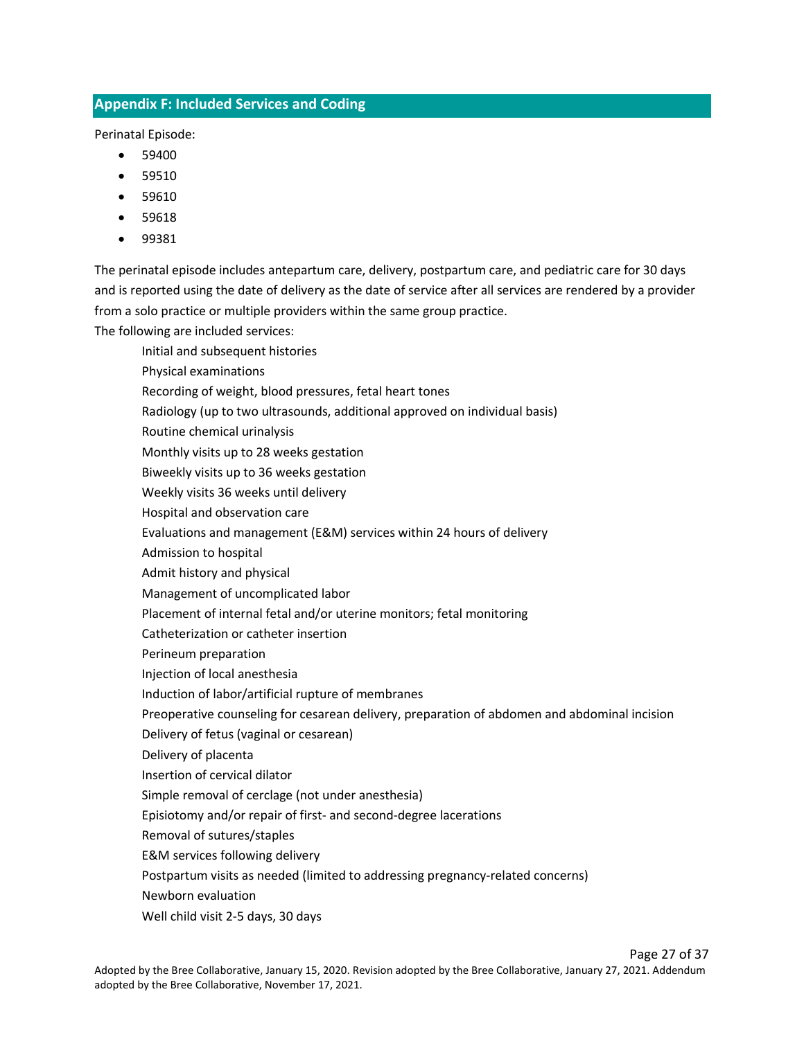## Appendix F: Included Services and Coding

Perinatal Episode:

- 59400
- 59510
- 59610
- 59618
- 99381

The perinatal episode includes antepartum care, delivery, postpartum care, and pediatric care for 30 days and is reported using the date of delivery as the date of service after all services are rendered by a provider from a solo practice or multiple providers within the same group practice.

The following are included services:

Initial and subsequent histories
Physical examinations
Recording of weight, blood pressures, fetal heart tones
Radiology (up to two ultrasounds, additional approved on individual basis)
Routine chemical urinalysis
Monthly visits up to 28 weeks gestation
Biweekly visits up to 36 weeks gestation
Weekly visits 36 weeks until delivery
Hospital and observation care
Evaluations and management (E&M) services within 24 hours of delivery
Admission to hospital
Admit history and physical
Management of uncomplicated labor
Placement of internal fetal and/or uterine monitors; fetal monitoring
Catheterization or catheter insertion
Perineum preparation
Injection of local anesthesia
Induction of labor/artificial rupture of membranes
Preoperative counseling for cesarean delivery, preparation of abdomen and abdominal incision
Delivery of fetus (vaginal or cesarean)
Delivery of placenta
Insertion of cervical dilator
Simple removal of cerclage (not under anesthesia)
Episiotomy and/or repair of first- and second-degree lacerations
Removal of sutures/staples
E&M services following delivery
Postpartum visits as needed (limited to addressing pregnancy-related concerns)
Newborn evaluation
Well child visit 2-5 days, 30 days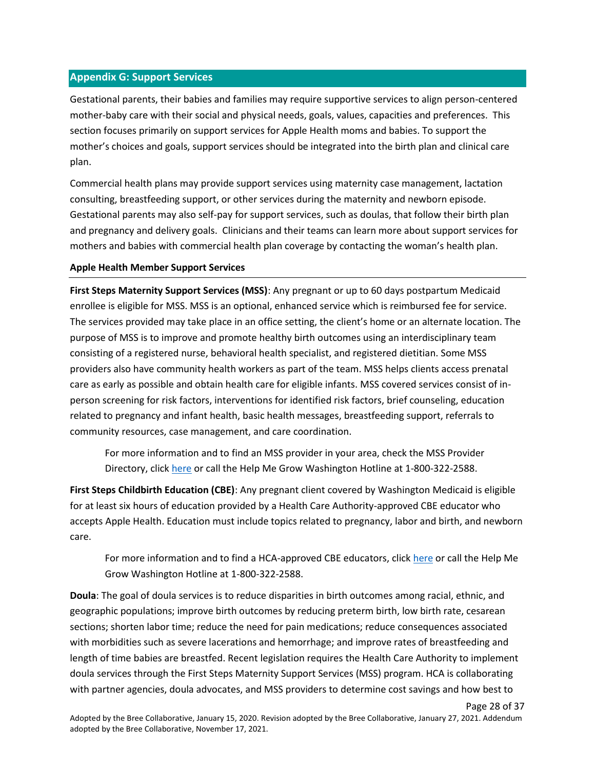## Appendix G: Support Services

Gestational parents, their babies and families may require supportive services to align person-centered mother-baby care with their social and physical needs, goals, values, capacities and preferences. This section focuses primarily on support services for Apple Health moms and babies. To support the mother's choices and goals, support services should be integrated into the birth plan and clinical care plan.

Commercial health plans may provide support services using maternity case management, lactation consulting, breastfeeding support, or other services during the maternity and newborn episode. Gestational parents may also self-pay for support services, such as doulas, that follow their birth plan and pregnancy and delivery goals. Clinicians and their teams can learn more about support services for mothers and babies with commercial health plan coverage by contacting the woman's health plan.

### Apple Health Member Support Services

**First Steps Maternity Support Services (MSS)**: Any pregnant or up to 60 days postpartum Medicaid enrollee is eligible for MSS. MSS is an optional, enhanced service which is reimbursed fee for service. The services provided may take place in an office setting, the client's home or an alternate location. The purpose of MSS is to improve and promote healthy birth outcomes using an interdisciplinary team consisting of a registered nurse, behavioral health specialist, and registered dietitian. Some MSS providers also have community health workers as part of the team. MSS helps clients access prenatal care as early as possible and obtain health care for eligible infants. MSS covered services consist of in-person screening for risk factors, interventions for identified risk factors, brief counseling, education related to pregnancy and infant health, basic health messages, breastfeeding support, referrals to community resources, case management, and care coordination.

> For more information and to find an MSS provider in your area, check the MSS Provider Directory, click here or call the Help Me Grow Washington Hotline at 1-800-322-2588.

**First Steps Childbirth Education (CBE)**: Any pregnant client covered by Washington Medicaid is eligible for at least six hours of education provided by a Health Care Authority-approved CBE educator who accepts Apple Health. Education must include topics related to pregnancy, labor and birth, and newborn care.

> For more information and to find a HCA-approved CBE educators, click here or call the Help Me Grow Washington Hotline at 1-800-322-2588.

**Doula**: The goal of doula services is to reduce disparities in birth outcomes among racial, ethnic, and geographic populations; improve birth outcomes by reducing preterm birth, low birth rate, cesarean sections; shorten labor time; reduce the need for pain medications; reduce consequences associated with morbidities such as severe lacerations and hemorrhage; and improve rates of breastfeeding and length of time babies are breastfed. Recent legislation requires the Health Care Authority to implement doula services through the First Steps Maternity Support Services (MSS) program. HCA is collaborating with partner agencies, doula advocates, and MSS providers to determine cost savings and how best to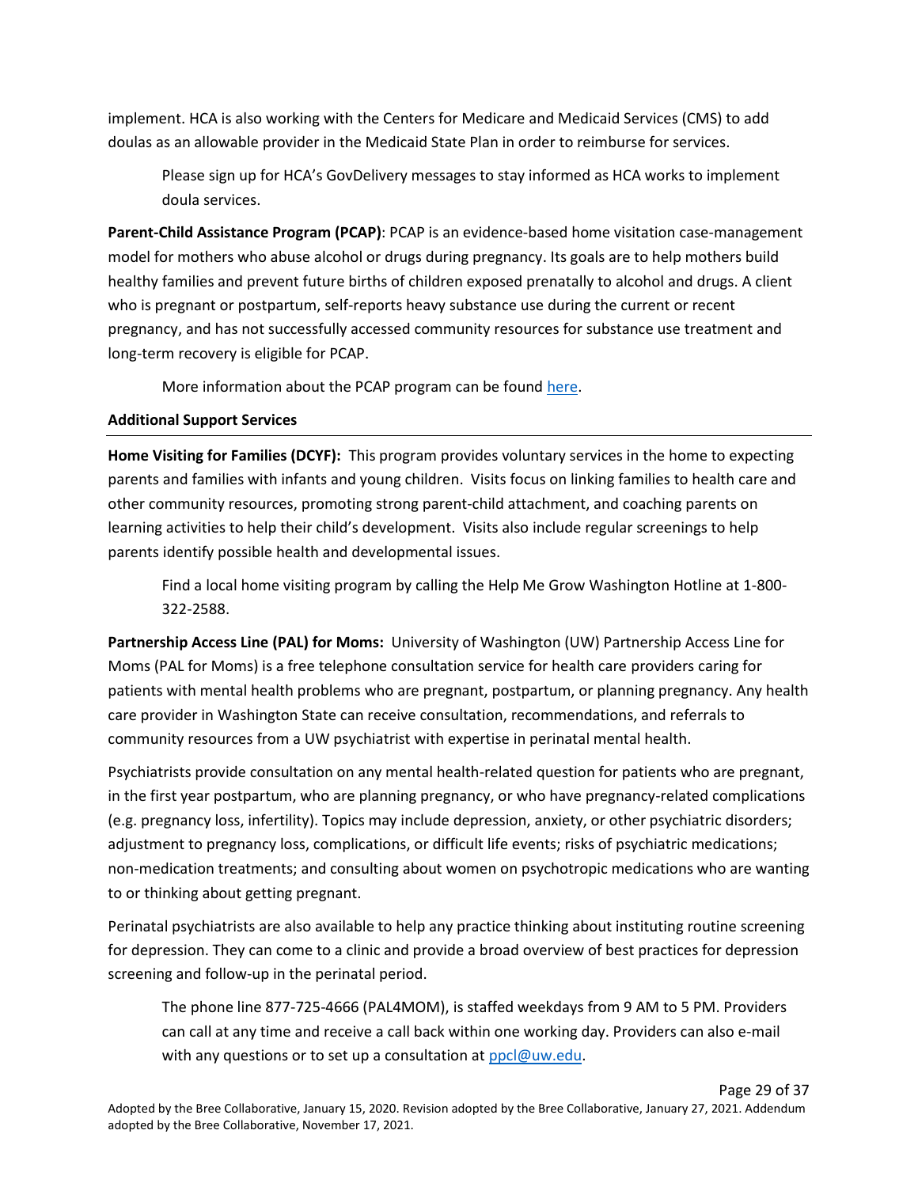implement. HCA is also working with the Centers for Medicare and Medicaid Services (CMS) to add doulas as an allowable provider in the Medicaid State Plan in order to reimburse for services.

> Please sign up for HCA's GovDelivery messages to stay informed as HCA works to implement doula services.

**Parent-Child Assistance Program (PCAP)**: PCAP is an evidence-based home visitation case-management model for mothers who abuse alcohol or drugs during pregnancy. Its goals are to help mothers build healthy families and prevent future births of children exposed prenatally to alcohol and drugs. A client who is pregnant or postpartum, self-reports heavy substance use during the current or recent pregnancy, and has not successfully accessed community resources for substance use treatment and long-term recovery is eligible for PCAP.

> More information about the PCAP program can be found here.

### Additional Support Services

**Home Visiting for Families (DCYF):** This program provides voluntary services in the home to expecting parents and families with infants and young children. Visits focus on linking families to health care and other community resources, promoting strong parent-child attachment, and coaching parents on learning activities to help their child's development. Visits also include regular screenings to help parents identify possible health and developmental issues.

> Find a local home visiting program by calling the Help Me Grow Washington Hotline at 1-800-322-2588.

**Partnership Access Line (PAL) for Moms:** University of Washington (UW) Partnership Access Line for Moms (PAL for Moms) is a free telephone consultation service for health care providers caring for patients with mental health problems who are pregnant, postpartum, or planning pregnancy. Any health care provider in Washington State can receive consultation, recommendations, and referrals to community resources from a UW psychiatrist with expertise in perinatal mental health.

Psychiatrists provide consultation on any mental health-related question for patients who are pregnant, in the first year postpartum, who are planning pregnancy, or who have pregnancy-related complications (e.g. pregnancy loss, infertility). Topics may include depression, anxiety, or other psychiatric disorders; adjustment to pregnancy loss, complications, or difficult life events; risks of psychiatric medications; non-medication treatments; and consulting about women on psychotropic medications who are wanting to or thinking about getting pregnant.

Perinatal psychiatrists are also available to help any practice thinking about instituting routine screening for depression. They can come to a clinic and provide a broad overview of best practices for depression screening and follow-up in the perinatal period.

> The phone line 877-725-4666 (PAL4MOM), is staffed weekdays from 9 AM to 5 PM. Providers can call at any time and receive a call back within one working day. Providers can also e-mail with any questions or to set up a consultation at ppcl@uw.edu.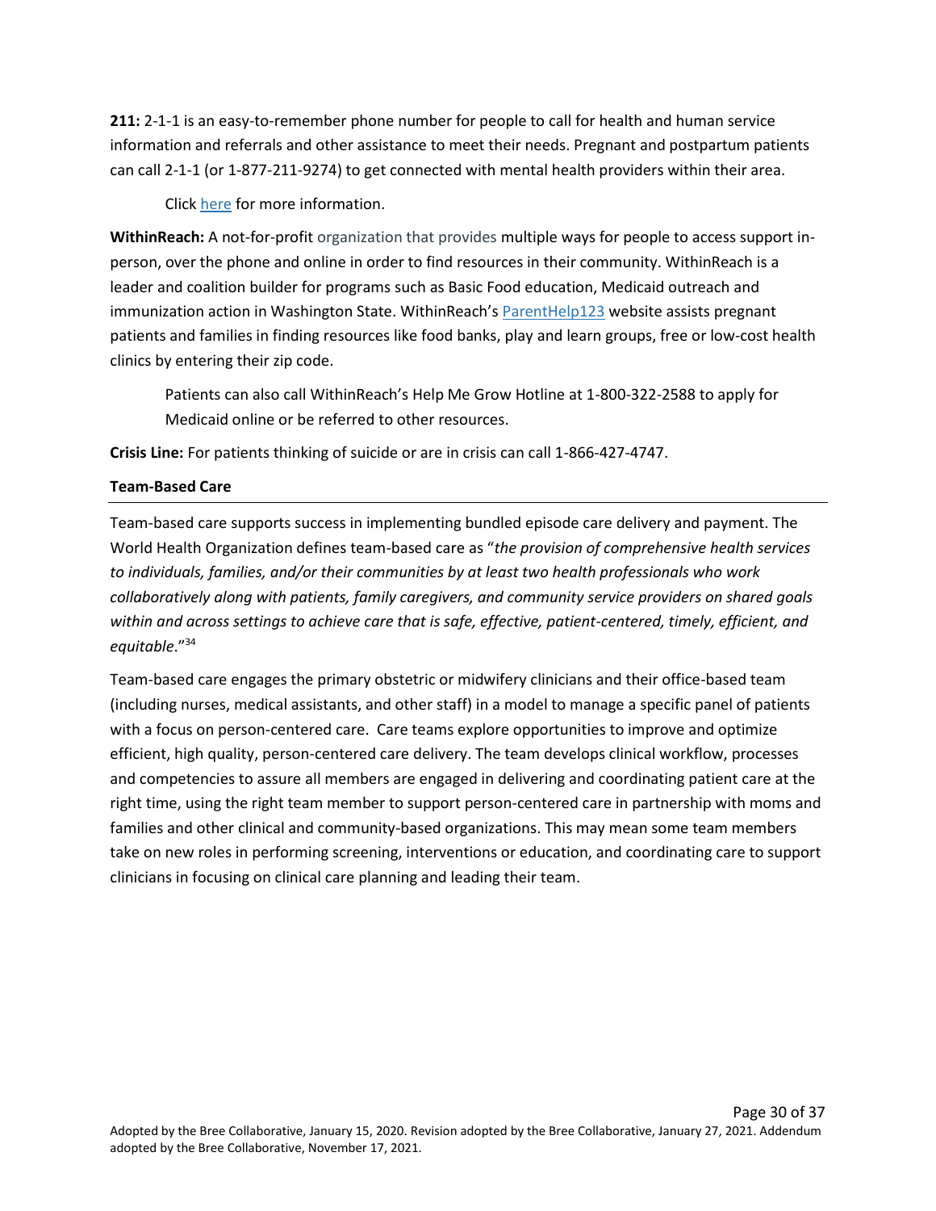**211:** 2-1-1 is an easy-to-remember phone number for people to call for health and human service information and referrals and other assistance to meet their needs. Pregnant and postpartum patients can call 2-1-1 (or 1-877-211-9274) to get connected with mental health providers within their area.

> Click here for more information.

**WithinReach:** A not-for-profit organization that provides multiple ways for people to access support in-person, over the phone and online in order to find resources in their community. WithinReach is a leader and coalition builder for programs such as Basic Food education, Medicaid outreach and immunization action in Washington State. WithinReach's ParentHelp123 website assists pregnant patients and families in finding resources like food banks, play and learn groups, free or low-cost health clinics by entering their zip code.

> Patients can also call WithinReach's Help Me Grow Hotline at 1-800-322-2588 to apply for Medicaid online or be referred to other resources.

**Crisis Line:** For patients thinking of suicide or are in crisis can call 1-866-427-4747.

### Team-Based Care

Team-based care supports success in implementing bundled episode care delivery and payment. The World Health Organization defines team-based care as "*the provision of comprehensive health services to individuals, families, and/or their communities by at least two health professionals who work collaboratively along with patients, family caregivers, and community service providers on shared goals within and across settings to achieve care that is safe, effective, patient-centered, timely, efficient, and equitable*."[34]

Team-based care engages the primary obstetric or midwifery clinicians and their office-based team (including nurses, medical assistants, and other staff) in a model to manage a specific panel of patients with a focus on person-centered care. Care teams explore opportunities to improve and optimize efficient, high quality, person-centered care delivery. The team develops clinical workflow, processes and competencies to assure all members are engaged in delivering and coordinating patient care at the right time, using the right team member to support person-centered care in partnership with moms and families and other clinical and community-based organizations. This may mean some team members take on new roles in performing screening, interventions or education, and coordinating care to support clinicians in focusing on clinical care planning and leading their team.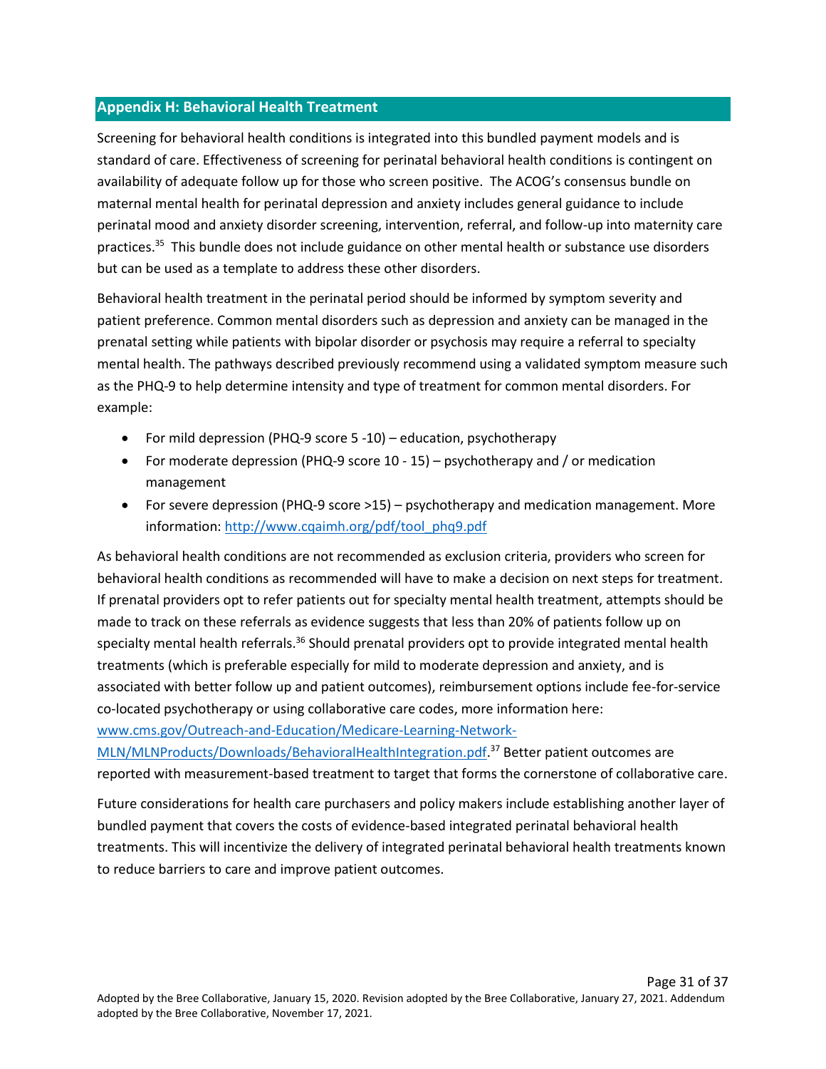## Appendix H: Behavioral Health Treatment

Screening for behavioral health conditions is integrated into this bundled payment models and is standard of care. Effectiveness of screening for perinatal behavioral health conditions is contingent on availability of adequate follow up for those who screen positive. The ACOG's consensus bundle on maternal mental health for perinatal depression and anxiety includes general guidance to include perinatal mood and anxiety disorder screening, intervention, referral, and follow-up into maternity care practices.[35] This bundle does not include guidance on other mental health or substance use disorders but can be used as a template to address these other disorders.

Behavioral health treatment in the perinatal period should be informed by symptom severity and patient preference. Common mental disorders such as depression and anxiety can be managed in the prenatal setting while patients with bipolar disorder or psychosis may require a referral to specialty mental health. The pathways described previously recommend using a validated symptom measure such as the PHQ-9 to help determine intensity and type of treatment for common mental disorders. For example:

- For mild depression (PHQ-9 score 5 -10) – education, psychotherapy
- For moderate depression (PHQ-9 score 10 - 15) – psychotherapy and / or medication management
- For severe depression (PHQ-9 score >15) – psychotherapy and medication management. More information: [http://www.cqaimh.org/pdf/tool_phq9.pdf](http://www.cqaimh.org/pdf/tool_phq9.pdf)

As behavioral health conditions are not recommended as exclusion criteria, providers who screen for behavioral health conditions as recommended will have to make a decision on next steps for treatment. If prenatal providers opt to refer patients out for specialty mental health treatment, attempts should be made to track on these referrals as evidence suggests that less than 20% of patients follow up on specialty mental health referrals.[36] Should prenatal providers opt to provide integrated mental health treatments (which is preferable especially for mild to moderate depression and anxiety, and is associated with better follow up and patient outcomes), reimbursement options include fee-for-service co-located psychotherapy or using collaborative care codes, more information here: [www.cms.gov/Outreach-and-Education/Medicare-Learning-Network-MLN/MLNProducts/Downloads/BehavioralHealthIntegration.pdf](www.cms.gov/Outreach-and-Education/Medicare-Learning-Network-MLN/MLNProducts/Downloads/BehavioralHealthIntegration.pdf).[37] Better patient outcomes are reported with measurement-based treatment to target that forms the cornerstone of collaborative care.

Future considerations for health care purchasers and policy makers include establishing another layer of bundled payment that covers the costs of evidence-based integrated perinatal behavioral health treatments. This will incentivize the delivery of integrated perinatal behavioral health treatments known to reduce barriers to care and improve patient outcomes.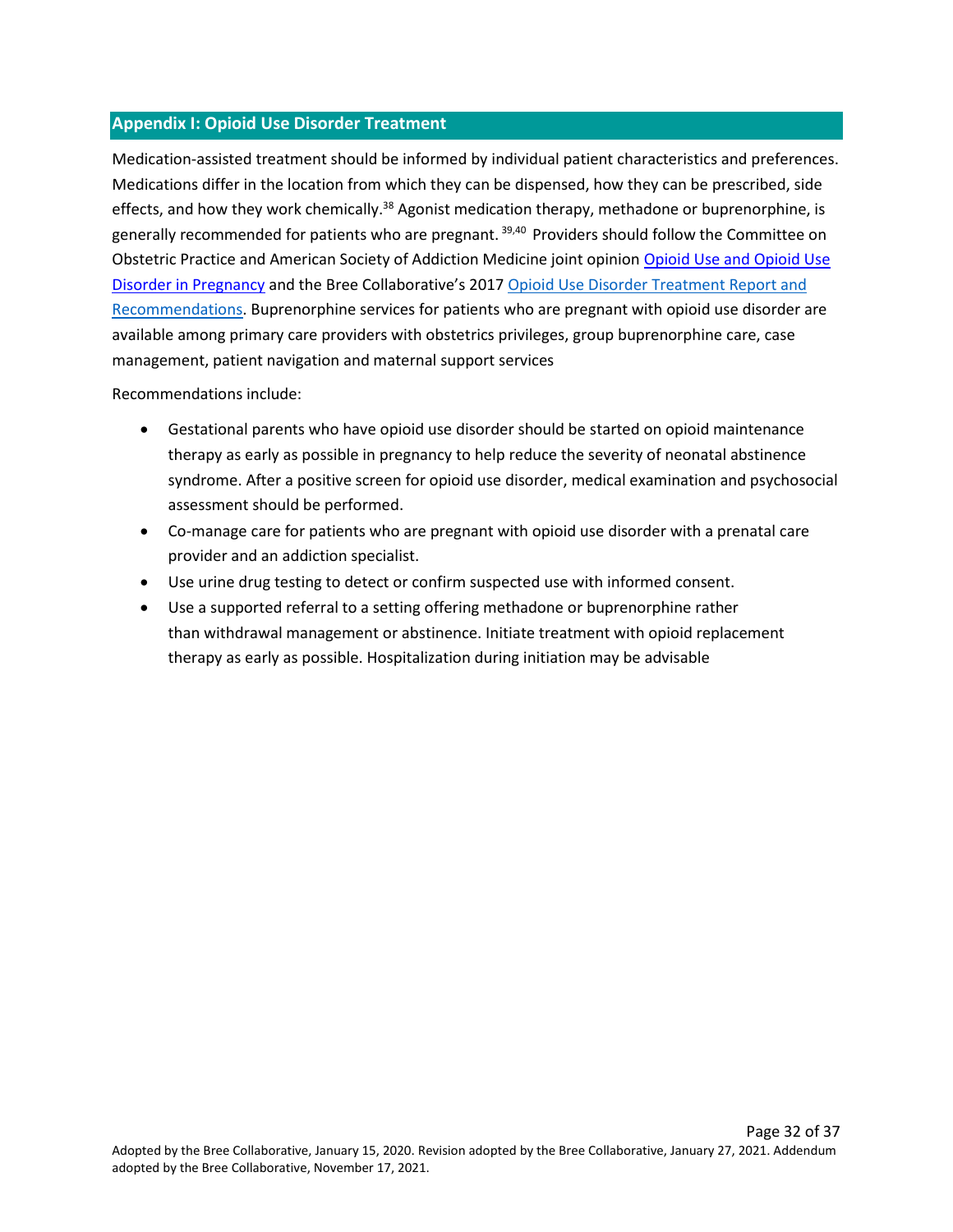## Appendix I: Opioid Use Disorder Treatment

Medication-assisted treatment should be informed by individual patient characteristics and preferences. Medications differ in the location from which they can be dispensed, how they can be prescribed, side effects, and how they work chemically.[38] Agonist medication therapy, methadone or buprenorphine, is generally recommended for patients who are pregnant.[39,40] Providers should follow the Committee on Obstetric Practice and American Society of Addiction Medicine joint opinion [Opioid Use and Opioid Use Disorder in Pregnancy]() and the Bree Collaborative's 2017 [Opioid Use Disorder Treatment Report and Recommendations](). Buprenorphine services for patients who are pregnant with opioid use disorder are available among primary care providers with obstetrics privileges, group buprenorphine care, case management, patient navigation and maternal support services

Recommendations include:

- Gestational parents who have opioid use disorder should be started on opioid maintenance therapy as early as possible in pregnancy to help reduce the severity of neonatal abstinence syndrome. After a positive screen for opioid use disorder, medical examination and psychosocial assessment should be performed.
- Co-manage care for patients who are pregnant with opioid use disorder with a prenatal care provider and an addiction specialist.
- Use urine drug testing to detect or confirm suspected use with informed consent.
- Use a supported referral to a setting offering methadone or buprenorphine rather than withdrawal management or abstinence. Initiate treatment with opioid replacement therapy as early as possible. Hospitalization during initiation may be advisable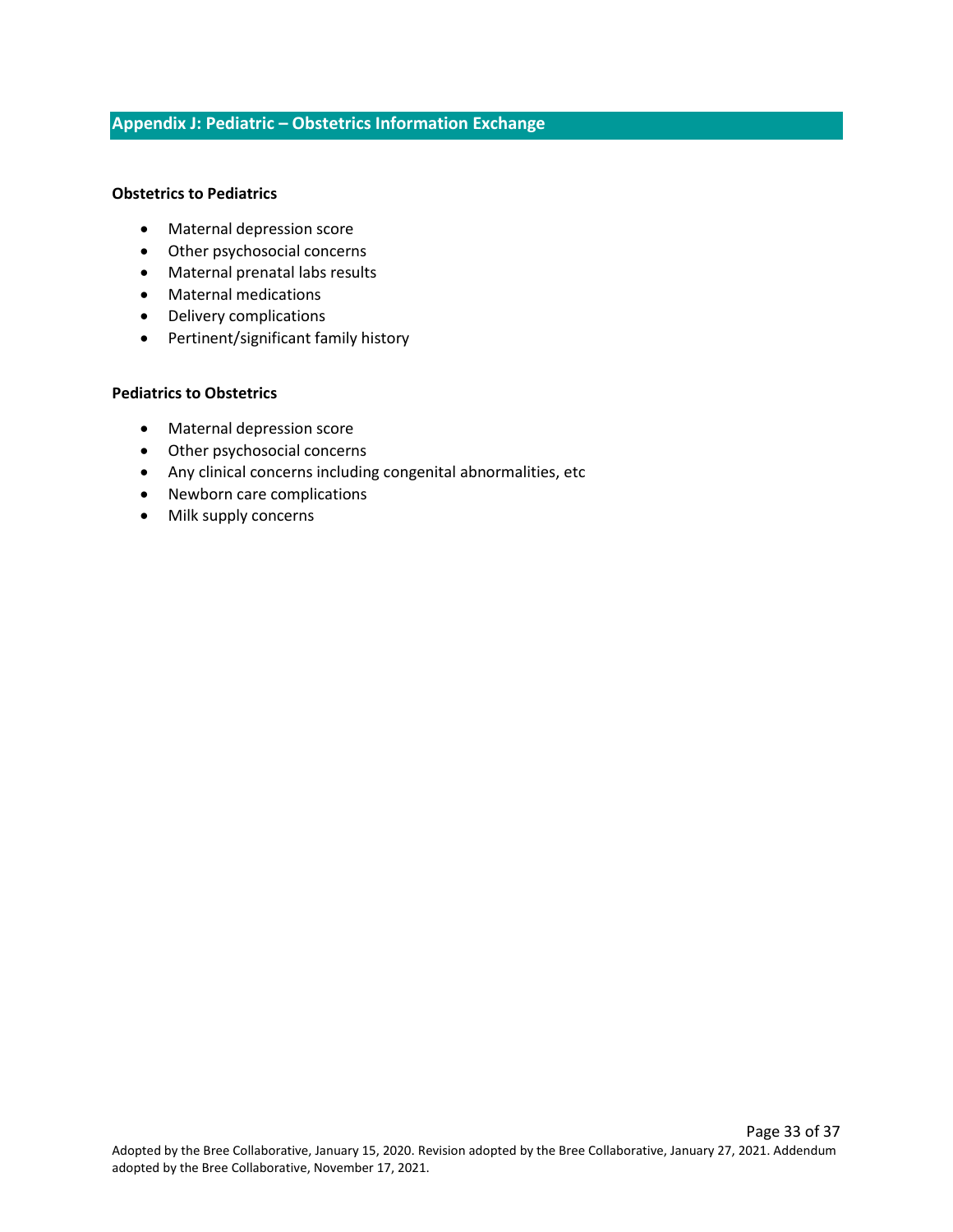## Appendix J: Pediatric – Obstetrics Information Exchange

**Obstetrics to Pediatrics**

- Maternal depression score
- Other psychosocial concerns
- Maternal prenatal labs results
- Maternal medications
- Delivery complications
- Pertinent/significant family history

**Pediatrics to Obstetrics**

- Maternal depression score
- Other psychosocial concerns
- Any clinical concerns including congenital abnormalities, etc
- Newborn care complications
- Milk supply concerns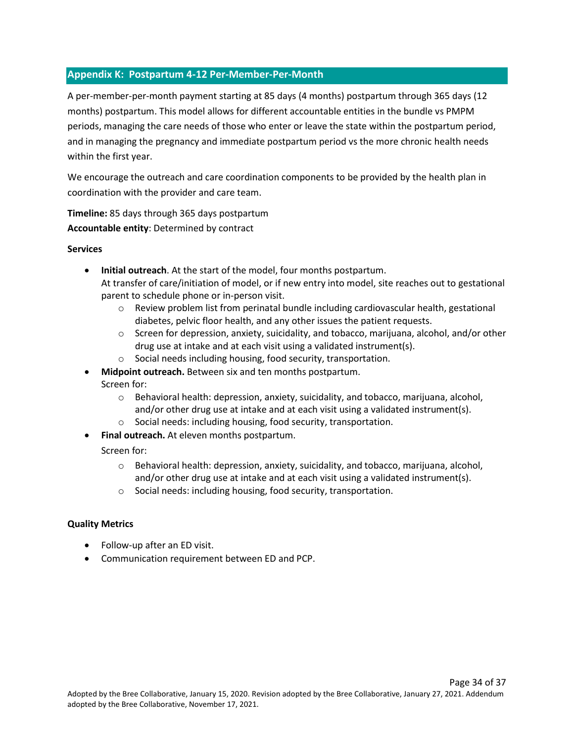## Appendix K: Postpartum 4-12 Per-Member-Per-Month

A per-member-per-month payment starting at 85 days (4 months) postpartum through 365 days (12 months) postpartum. This model allows for different accountable entities in the bundle vs PMPM periods, managing the care needs of those who enter or leave the state within the postpartum period, and in managing the pregnancy and immediate postpartum period vs the more chronic health needs within the first year.

We encourage the outreach and care coordination components to be provided by the health plan in coordination with the provider and care team.

**Timeline:** 85 days through 365 days postpartum
**Accountable entity**: Determined by contract

**Services**

- **Initial outreach**. At the start of the model, four months postpartum.
  At transfer of care/initiation of model, or if new entry into model, site reaches out to gestational parent to schedule phone or in-person visit.
    - Review problem list from perinatal bundle including cardiovascular health, gestational diabetes, pelvic floor health, and any other issues the patient requests.
    - Screen for depression, anxiety, suicidality, and tobacco, marijuana, alcohol, and/or other drug use at intake and at each visit using a validated instrument(s).
    - Social needs including housing, food security, transportation.
- **Midpoint outreach.** Between six and ten months postpartum.
  Screen for:
    - Behavioral health: depression, anxiety, suicidality, and tobacco, marijuana, alcohol, and/or other drug use at intake and at each visit using a validated instrument(s).
    - Social needs: including housing, food security, transportation.
- **Final outreach.** At eleven months postpartum.
  Screen for:
    - Behavioral health: depression, anxiety, suicidality, and tobacco, marijuana, alcohol, and/or other drug use at intake and at each visit using a validated instrument(s).
    - Social needs: including housing, food security, transportation.

**Quality Metrics**

- Follow-up after an ED visit.
- Communication requirement between ED and PCP.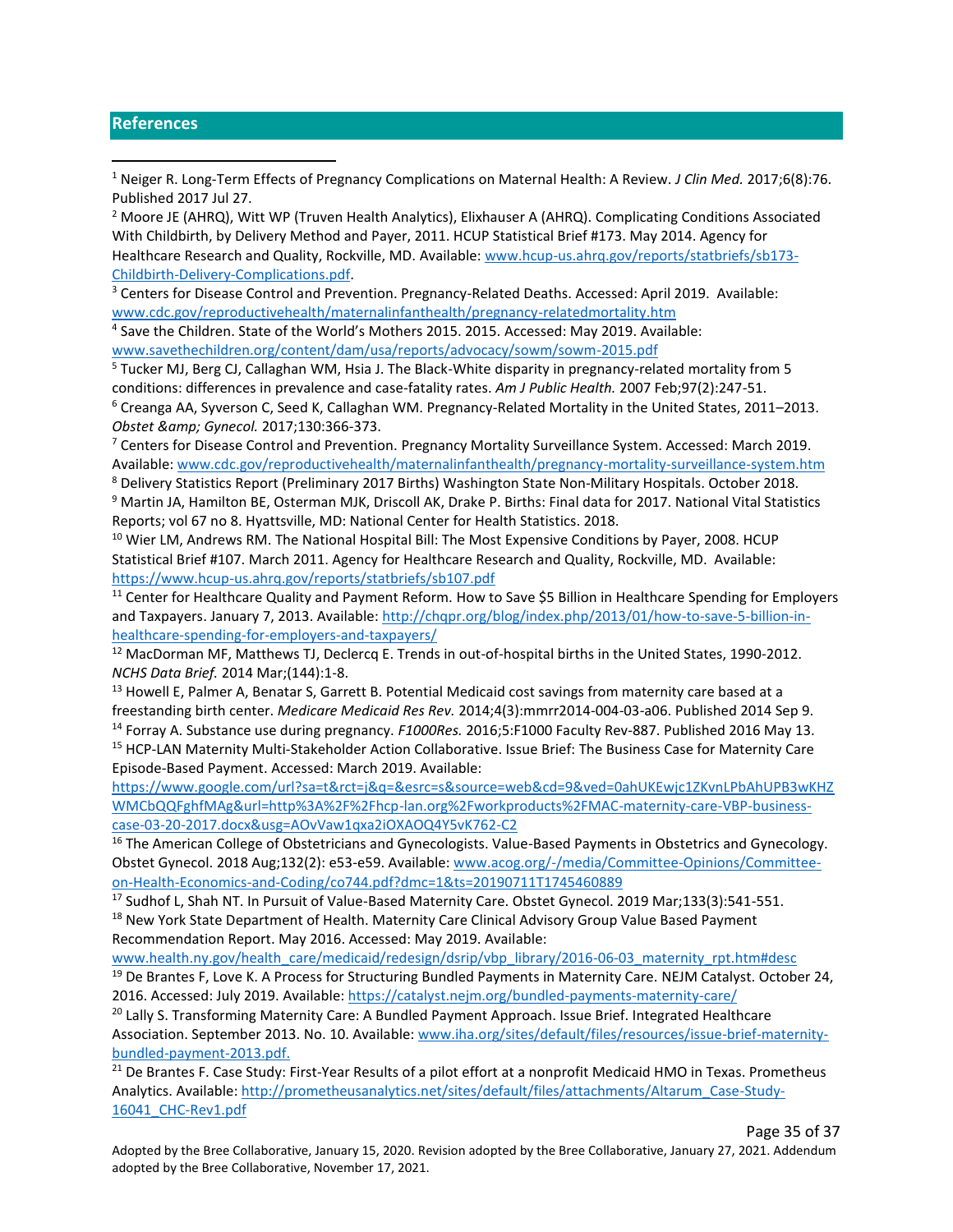## References

[1] Neiger R. Long-Term Effects of Pregnancy Complications on Maternal Health: A Review. *J Clin Med.* 2017;6(8):76. Published 2017 Jul 27.

[2] Moore JE (AHRQ), Witt WP (Truven Health Analytics), Elixhauser A (AHRQ). Complicating Conditions Associated With Childbirth, by Delivery Method and Payer, 2011. HCUP Statistical Brief #173. May 2014. Agency for Healthcare Research and Quality, Rockville, MD. Available: www.hcup-us.ahrq.gov/reports/statbriefs/sb173-Childbirth-Delivery-Complications.pdf.

[3] Centers for Disease Control and Prevention. Pregnancy-Related Deaths. Accessed: April 2019. Available: www.cdc.gov/reproductivehealth/maternalinfanthealth/pregnancy-relatedmortality.htm

[4] Save the Children. State of the World's Mothers 2015. 2015. Accessed: May 2019. Available: www.savethechildren.org/content/dam/usa/reports/advocacy/sowm/sowm-2015.pdf

[5] Tucker MJ, Berg CJ, Callaghan WM, Hsia J. The Black-White disparity in pregnancy-related mortality from 5 conditions: differences in prevalence and case-fatality rates. *Am J Public Health.* 2007 Feb;97(2):247-51.

[6] Creanga AA, Syverson C, Seed K, Callaghan WM. Pregnancy-Related Mortality in the United States, 2011–2013. *Obstet &amp; Gynecol.* 2017;130:366-373.

[7] Centers for Disease Control and Prevention. Pregnancy Mortality Surveillance System. Accessed: March 2019. Available: www.cdc.gov/reproductivehealth/maternalinfanthealth/pregnancy-mortality-surveillance-system.htm

[8] Delivery Statistics Report (Preliminary 2017 Births) Washington State Non-Military Hospitals. October 2018.

[9] Martin JA, Hamilton BE, Osterman MJK, Driscoll AK, Drake P. Births: Final data for 2017. National Vital Statistics Reports; vol 67 no 8. Hyattsville, MD: National Center for Health Statistics. 2018.

[10] Wier LM, Andrews RM. The National Hospital Bill: The Most Expensive Conditions by Payer, 2008. HCUP Statistical Brief #107. March 2011. Agency for Healthcare Research and Quality, Rockville, MD. Available: https://www.hcup-us.ahrq.gov/reports/statbriefs/sb107.pdf

[11] Center for Healthcare Quality and Payment Reform. How to Save $5 Billion in Healthcare Spending for Employers and Taxpayers. January 7, 2013. Available: http://chqpr.org/blog/index.php/2013/01/how-to-save-5-billion-in-healthcare-spending-for-employers-and-taxpayers/

[12] MacDorman MF, Matthews TJ, Declercq E. Trends in out-of-hospital births in the United States, 1990-2012. *NCHS Data Brief.* 2014 Mar;(144):1-8.

[13] Howell E, Palmer A, Benatar S, Garrett B. Potential Medicaid cost savings from maternity care based at a freestanding birth center. *Medicare Medicaid Res Rev.* 2014;4(3):mmrr2014-004-03-a06. Published 2014 Sep 9.

[14] Forray A. Substance use during pregnancy. *F1000Res.* 2016;5:F1000 Faculty Rev-887. Published 2016 May 13.

[15] HCP-LAN Maternity Multi-Stakeholder Action Collaborative. Issue Brief: The Business Case for Maternity Care Episode-Based Payment. Accessed: March 2019. Available: https://www.google.com/url?sa=t&rct=j&q=&esrc=s&source=web&cd=9&ved=0ahUKEwjc1ZKvnLPbAhUPB3wKHZWMCbQQFghfMAg&url=http%3A%2F%2Fhcp-lan.org%2Fworkproducts%2FMAC-maternity-care-VBP-business-case-03-20-2017.docx&usg=AOvVaw1qxa2iOXAOQ4Y5vK762-C2

[16] The American College of Obstetricians and Gynecologists. Value-Based Payments in Obstetrics and Gynecology. Obstet Gynecol. 2018 Aug;132(2): e53-e59. Available: www.acog.org/-/media/Committee-Opinions/Committee-on-Health-Economics-and-Coding/co744.pdf?dmc=1&ts=20190711T1745460889

[17] Sudhof L, Shah NT. In Pursuit of Value-Based Maternity Care. Obstet Gynecol. 2019 Mar;133(3):541-551.

[18] New York State Department of Health. Maternity Care Clinical Advisory Group Value Based Payment Recommendation Report. May 2016. Accessed: May 2019. Available: www.health.ny.gov/health_care/medicaid/redesign/dsrip/vbp_library/2016-06-03_maternity_rpt.htm#desc

[19] De Brantes F, Love K. A Process for Structuring Bundled Payments in Maternity Care. NEJM Catalyst. October 24, 2016. Accessed: July 2019. Available: https://catalyst.nejm.org/bundled-payments-maternity-care/

[20] Lally S. Transforming Maternity Care: A Bundled Payment Approach. Issue Brief. Integrated Healthcare Association. September 2013. No. 10. Available: www.iha.org/sites/default/files/resources/issue-brief-maternity-bundled-payment-2013.pdf.

[21] De Brantes F. Case Study: First-Year Results of a pilot effort at a nonprofit Medicaid HMO in Texas. Prometheus Analytics. Available: http://prometheusanalytics.net/sites/default/files/attachments/Altarum_Case-Study-16041_CHC-Rev1.pdf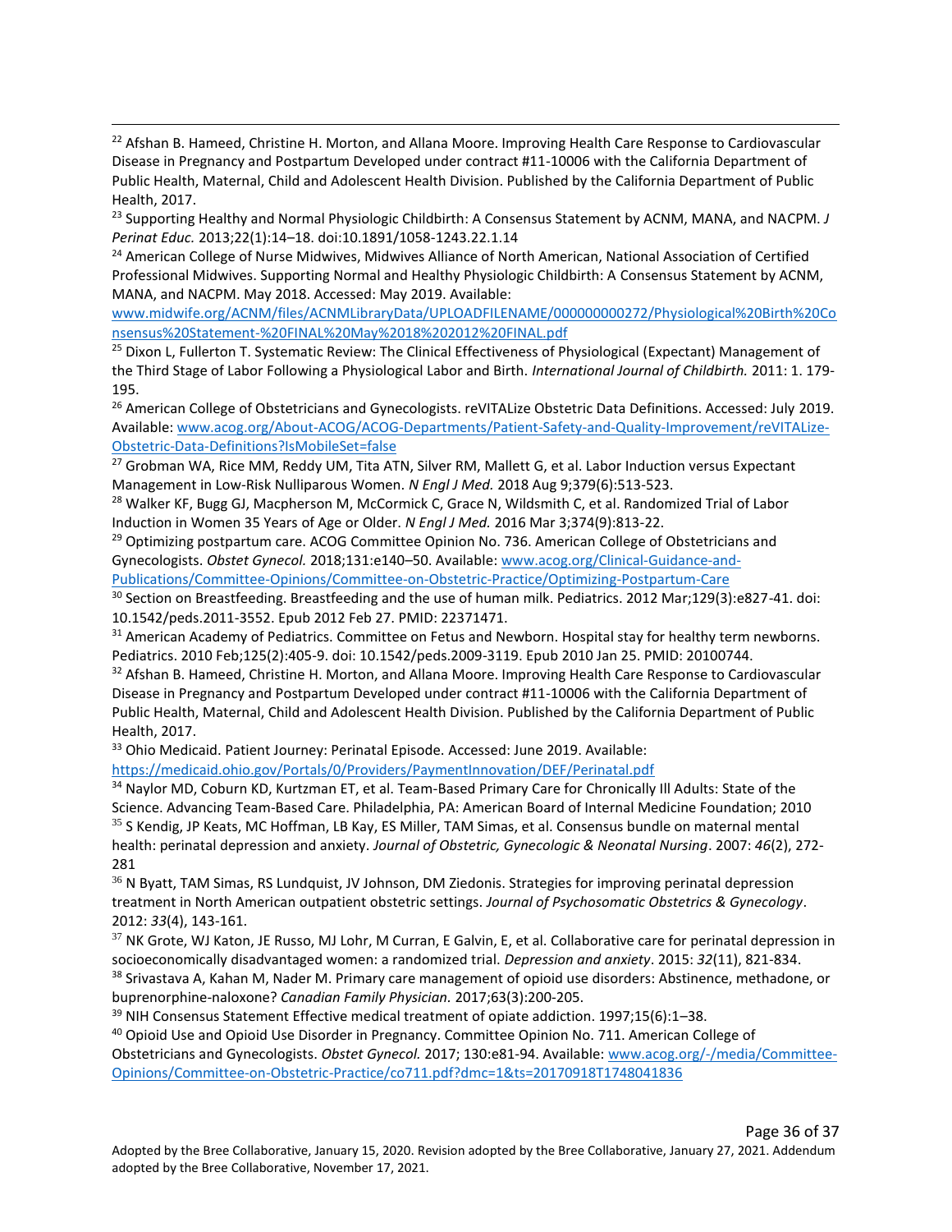[22] Afshan B. Hameed, Christine H. Morton, and Allana Moore. Improving Health Care Response to Cardiovascular Disease in Pregnancy and Postpartum Developed under contract #11-10006 with the California Department of Public Health, Maternal, Child and Adolescent Health Division. Published by the California Department of Public Health, 2017.

[23] Supporting Healthy and Normal Physiologic Childbirth: A Consensus Statement by ACNM, MANA, and NACPM. *J Perinat Educ.* 2013;22(1):14–18. doi:10.1891/1058-1243.22.1.14

[24] American College of Nurse Midwives, Midwives Alliance of North American, National Association of Certified Professional Midwives. Supporting Normal and Healthy Physiologic Childbirth: A Consensus Statement by ACNM, MANA, and NACPM. May 2018. Accessed: May 2019. Available: www.midwife.org/ACNM/files/ACNMLibraryData/UPLOADFILENAME/000000000272/Physiological%20Birth%20Consensus%20Statement-%20FINAL%20May%2018%202012%20FINAL.pdf

[25] Dixon L, Fullerton T. Systematic Review: The Clinical Effectiveness of Physiological (Expectant) Management of the Third Stage of Labor Following a Physiological Labor and Birth. *International Journal of Childbirth.* 2011: 1. 179-195.

[26] American College of Obstetricians and Gynecologists. reVITALize Obstetric Data Definitions. Accessed: July 2019. Available: www.acog.org/About-ACOG/ACOG-Departments/Patient-Safety-and-Quality-Improvement/reVITALize-Obstetric-Data-Definitions?IsMobileSet=false

[27] Grobman WA, Rice MM, Reddy UM, Tita ATN, Silver RM, Mallett G, et al. Labor Induction versus Expectant Management in Low-Risk Nulliparous Women. *N Engl J Med.* 2018 Aug 9;379(6):513-523.

[28] Walker KF, Bugg GJ, Macpherson M, McCormick C, Grace N, Wildsmith C, et al. Randomized Trial of Labor Induction in Women 35 Years of Age or Older. *N Engl J Med.* 2016 Mar 3;374(9):813-22.

[29] Optimizing postpartum care. ACOG Committee Opinion No. 736. American College of Obstetricians and Gynecologists. *Obstet Gynecol.* 2018;131:e140–50. Available: www.acog.org/Clinical-Guidance-and-Publications/Committee-Opinions/Committee-on-Obstetric-Practice/Optimizing-Postpartum-Care

[30] Section on Breastfeeding. Breastfeeding and the use of human milk. Pediatrics. 2012 Mar;129(3):e827-41. doi: 10.1542/peds.2011-3552. Epub 2012 Feb 27. PMID: 22371471.

[31] American Academy of Pediatrics. Committee on Fetus and Newborn. Hospital stay for healthy term newborns. Pediatrics. 2010 Feb;125(2):405-9. doi: 10.1542/peds.2009-3119. Epub 2010 Jan 25. PMID: 20100744.

[32] Afshan B. Hameed, Christine H. Morton, and Allana Moore. Improving Health Care Response to Cardiovascular Disease in Pregnancy and Postpartum Developed under contract #11-10006 with the California Department of Public Health, Maternal, Child and Adolescent Health Division. Published by the California Department of Public Health, 2017.

[33] Ohio Medicaid. Patient Journey: Perinatal Episode. Accessed: June 2019. Available: https://medicaid.ohio.gov/Portals/0/Providers/PaymentInnovation/DEF/Perinatal.pdf

[34] Naylor MD, Coburn KD, Kurtzman ET, et al. Team-Based Primary Care for Chronically Ill Adults: State of the Science. Advancing Team-Based Care. Philadelphia, PA: American Board of Internal Medicine Foundation; 2010

[35] S Kendig, JP Keats, MC Hoffman, LB Kay, ES Miller, TAM Simas, et al. Consensus bundle on maternal mental health: perinatal depression and anxiety. *Journal of Obstetric, Gynecologic & Neonatal Nursing*. 2007: *46*(2), 272-281

[36] N Byatt, TAM Simas, RS Lundquist, JV Johnson, DM Ziedonis. Strategies for improving perinatal depression treatment in North American outpatient obstetric settings. *Journal of Psychosomatic Obstetrics & Gynecology*. 2012: *33*(4), 143-161.

[37] NK Grote, WJ Katon, JE Russo, MJ Lohr, M Curran, E Galvin, E, et al. Collaborative care for perinatal depression in socioeconomically disadvantaged women: a randomized trial. *Depression and anxiety*. 2015: *32*(11), 821-834.

[38] Srivastava A, Kahan M, Nader M. Primary care management of opioid use disorders: Abstinence, methadone, or buprenorphine-naloxone? *Canadian Family Physician.* 2017;63(3):200-205.

[39] NIH Consensus Statement Effective medical treatment of opiate addiction. 1997;15(6):1–38.

[40] Opioid Use and Opioid Use Disorder in Pregnancy. Committee Opinion No. 711. American College of Obstetricians and Gynecologists. *Obstet Gynecol.* 2017; 130:e81-94. Available: www.acog.org/-/media/Committee-Opinions/Committee-on-Obstetric-Practice/co711.pdf?dmc=1&ts=20170918T1748041836

Adopted by the Bree Collaborative, January 15, 2020. Revision adopted by the Bree Collaborative, January 27, 2021. Addendum adopted by the Bree Collaborative, November 17, 2021.